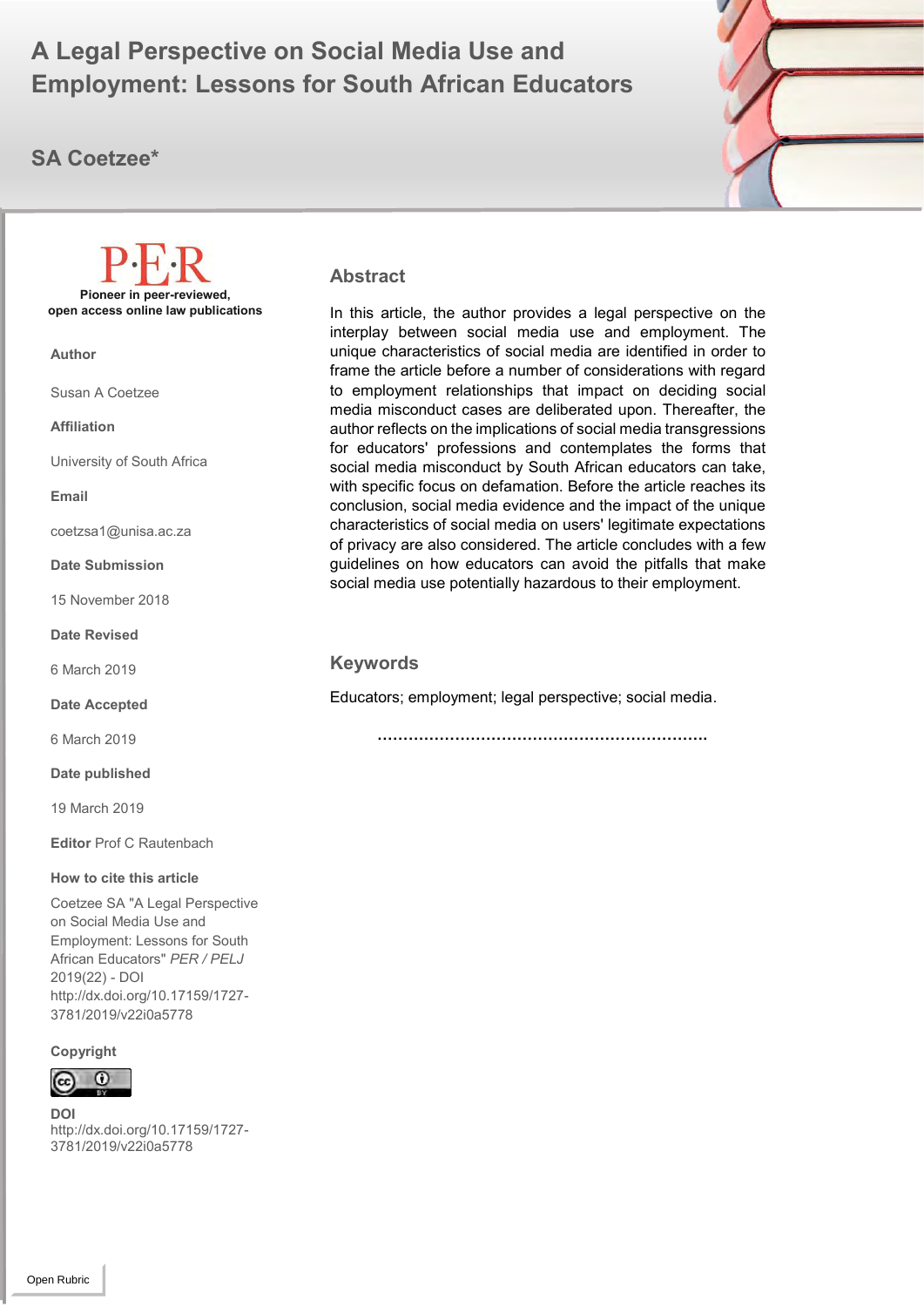# A Legal Perspective on Social Media Use and Employment: Lessons for South African Educators

## SA Coetzee*

P·E·R

**Pioneer in peer-reviewed, open access online law publications**

**Author**

Susan A Coetzee

**Affiliation**

University of South Africa

**Email**

coetzsa1@unisa.ac.za

**Date Submission**

15 November 2018

**Date Revised**

6 March 2019

**Date Accepted**

6 March 2019

**Date published**

19 March 2019

**Editor** Prof C Rautenbach

**How to cite this article**

Coetzee SA "A Legal Perspective on Social Media Use and Employment: Lessons for South African Educators" *PER / PELJ* 2019(22) - DOI http://dx.doi.org/10.17159/1727-3781/2019/v22i0a5778

**Copyright**

**DOI**
http://dx.doi.org/10.17159/1727-3781/2019/v22i0a5778

### Abstract

In this article, the author provides a legal perspective on the interplay between social media use and employment. The unique characteristics of social media are identified in order to frame the article before a number of considerations with regard to employment relationships that impact on deciding social media misconduct cases are deliberated upon. Thereafter, the author reflects on the implications of social media transgressions for educators' professions and contemplates the forms that social media misconduct by South African educators can take, with specific focus on defamation. Before the article reaches its conclusion, social media evidence and the impact of the unique characteristics of social media on users' legitimate expectations of privacy are also considered. The article concludes with a few guidelines on how educators can avoid the pitfalls that make social media use potentially hazardous to their employment.

### Keywords

Educators; employment; legal perspective; social media.

……………………………………………………….

Open Rubric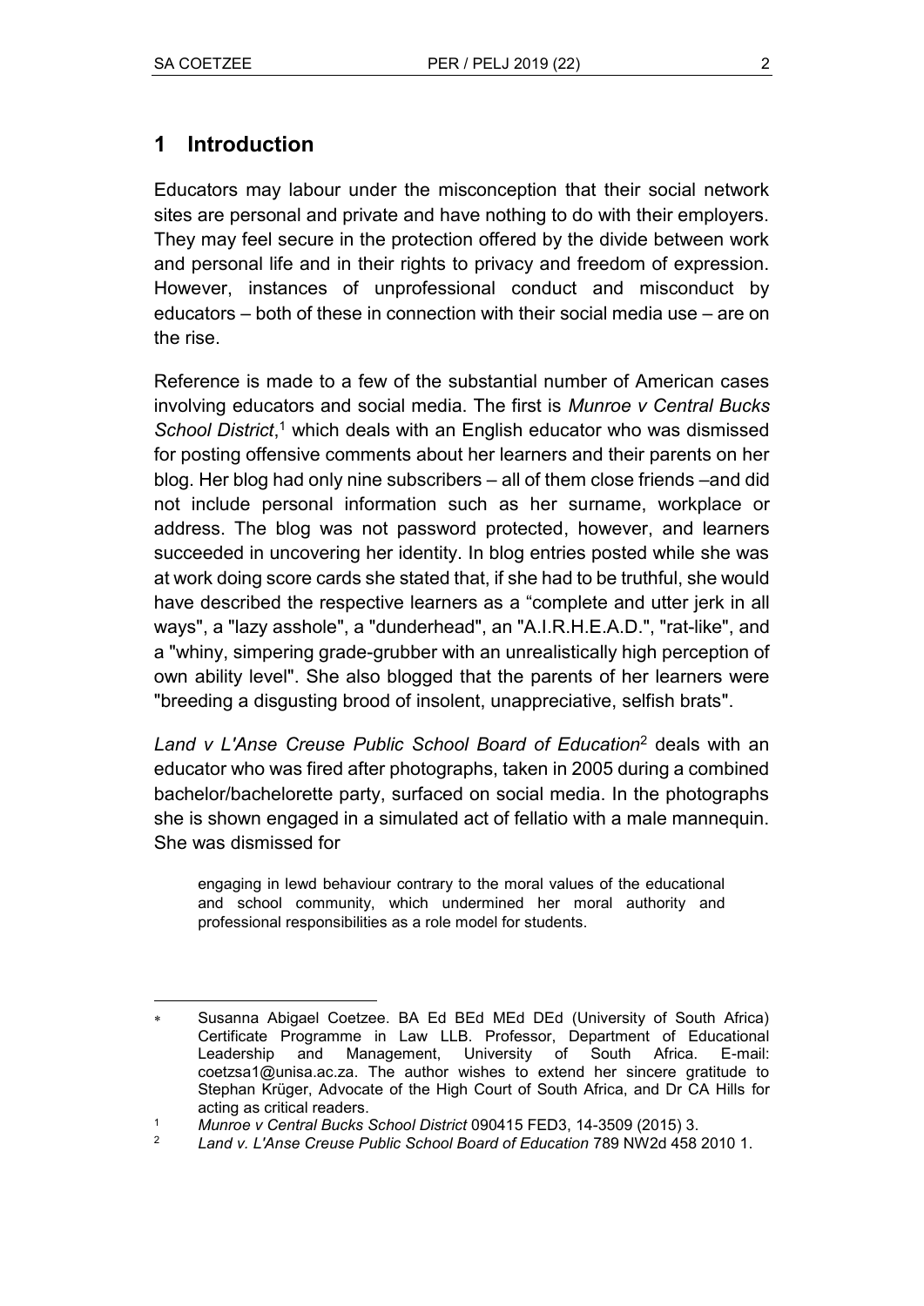## 1 Introduction

Educators may labour under the misconception that their social network sites are personal and private and have nothing to do with their employers. They may feel secure in the protection offered by the divide between work and personal life and in their rights to privacy and freedom of expression. However, instances of unprofessional conduct and misconduct by educators – both of these in connection with their social media use – are on the rise.

Reference is made to a few of the substantial number of American cases involving educators and social media. The first is *Munroe v Central Bucks School District*,[1] which deals with an English educator who was dismissed for posting offensive comments about her learners and their parents on her blog. Her blog had only nine subscribers – all of them close friends –and did not include personal information such as her surname, workplace or address. The blog was not password protected, however, and learners succeeded in uncovering her identity. In blog entries posted while she was at work doing score cards she stated that, if she had to be truthful, she would have described the respective learners as a "complete and utter jerk in all ways", a "lazy asshole", a "dunderhead", an "A.I.R.H.E.A.D.", "rat-like", and a "whiny, simpering grade-grubber with an unrealistically high perception of own ability level". She also blogged that the parents of her learners were "breeding a disgusting brood of insolent, unappreciative, selfish brats".

*Land v L'Anse Creuse Public School Board of Education*[2] deals with an educator who was fired after photographs, taken in 2005 during a combined bachelor/bachelorette party, surfaced on social media. In the photographs she is shown engaged in a simulated act of fellatio with a male mannequin. She was dismissed for

> engaging in lewd behaviour contrary to the moral values of the educational and school community, which undermined her moral authority and professional responsibilities as a role model for students.

---

\* Susanna Abigael Coetzee. BA Ed BEd MEd DEd (University of South Africa) Certificate Programme in Law LLB. Professor, Department of Educational Leadership and Management, University of South Africa. E-mail: coetzsa1@unisa.ac.za. The author wishes to extend her sincere gratitude to Stephan Krüger, Advocate of the High Court of South Africa, and Dr CA Hills for acting as critical readers.

[1] *Munroe v Central Bucks School District* 090415 FED3, 14-3509 (2015) 3.

[2] *Land v. L'Anse Creuse Public School Board of Education* 789 NW2d 458 2010 1.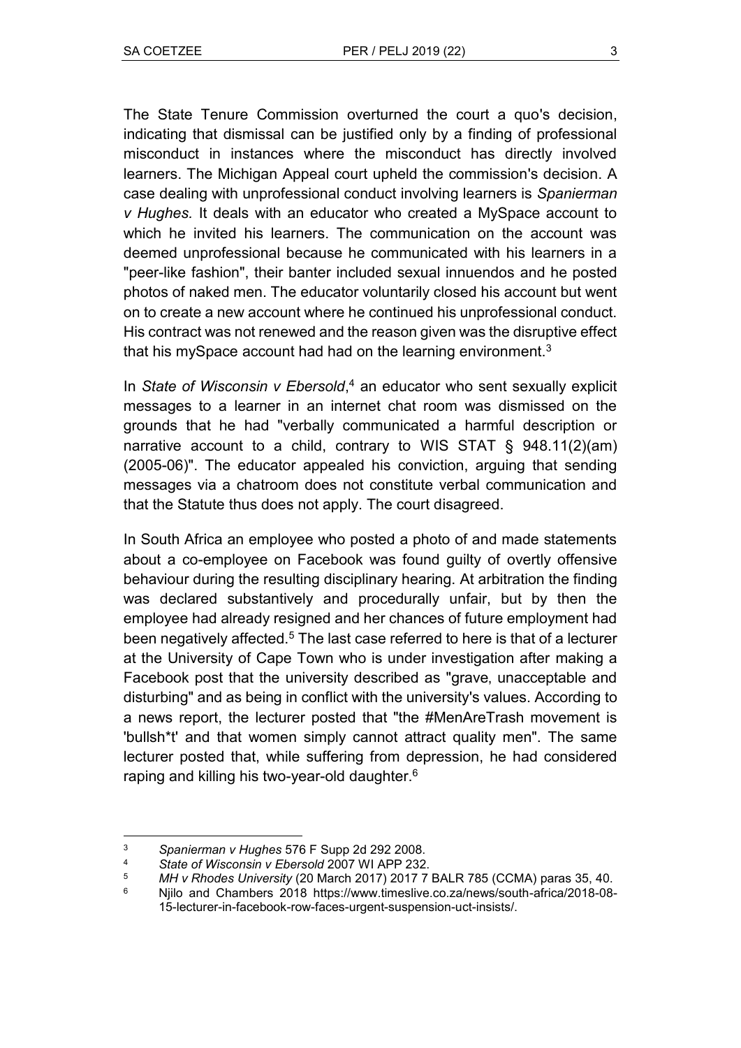The State Tenure Commission overturned the court a quo's decision, indicating that dismissal can be justified only by a finding of professional misconduct in instances where the misconduct has directly involved learners. The Michigan Appeal court upheld the commission's decision. A case dealing with unprofessional conduct involving learners is *Spanierman v Hughes.* It deals with an educator who created a MySpace account to which he invited his learners. The communication on the account was deemed unprofessional because he communicated with his learners in a "peer-like fashion", their banter included sexual innuendos and he posted photos of naked men. The educator voluntarily closed his account but went on to create a new account where he continued his unprofessional conduct. His contract was not renewed and the reason given was the disruptive effect that his mySpace account had had on the learning environment.[3]

In *State of Wisconsin v Ebersold*,[4] an educator who sent sexually explicit messages to a learner in an internet chat room was dismissed on the grounds that he had "verbally communicated a harmful description or narrative account to a child, contrary to WIS STAT § 948.11(2)(am) (2005-06)". The educator appealed his conviction, arguing that sending messages via a chatroom does not constitute verbal communication and that the Statute thus does not apply. The court disagreed.

In South Africa an employee who posted a photo of and made statements about a co-employee on Facebook was found guilty of overtly offensive behaviour during the resulting disciplinary hearing. At arbitration the finding was declared substantively and procedurally unfair, but by then the employee had already resigned and her chances of future employment had been negatively affected.[5] The last case referred to here is that of a lecturer at the University of Cape Town who is under investigation after making a Facebook post that the university described as "grave, unacceptable and disturbing" and as being in conflict with the university's values. According to a news report, the lecturer posted that "the #MenAreTrash movement is 'bullsh*t' and that women simply cannot attract quality men". The same lecturer posted that, while suffering from depression, he had considered raping and killing his two-year-old daughter.[6]

---

[3] *Spanierman v Hughes* 576 F Supp 2d 292 2008.

[4] *State of Wisconsin v Ebersold* 2007 WI APP 232.

[5] *MH v Rhodes University* (20 March 2017) 2017 7 BALR 785 (CCMA) paras 35, 40.

[6] Njilo and Chambers 2018 https://www.timeslive.co.za/news/south-africa/2018-08-15-lecturer-in-facebook-row-faces-urgent-suspension-uct-insists/.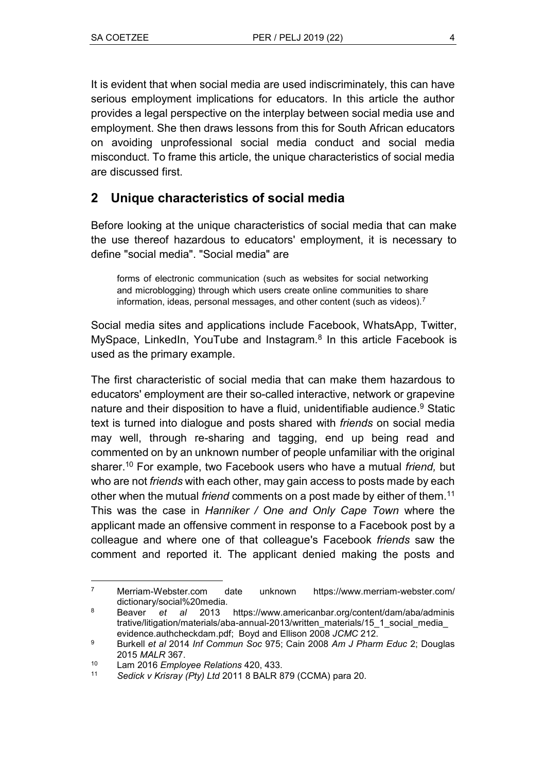It is evident that when social media are used indiscriminately, this can have serious employment implications for educators. In this article the author provides a legal perspective on the interplay between social media use and employment. She then draws lessons from this for South African educators on avoiding unprofessional social media conduct and social media misconduct. To frame this article, the unique characteristics of social media are discussed first.

## 2 Unique characteristics of social media

Before looking at the unique characteristics of social media that can make the use thereof hazardous to educators' employment, it is necessary to define "social media". "Social media" are

> forms of electronic communication (such as websites for social networking and microblogging) through which users create online communities to share information, ideas, personal messages, and other content (such as videos).[7]

Social media sites and applications include Facebook, WhatsApp, Twitter, MySpace, LinkedIn, YouTube and Instagram.[8] In this article Facebook is used as the primary example.

The first characteristic of social media that can make them hazardous to educators' employment are their so-called interactive, network or grapevine nature and their disposition to have a fluid, unidentifiable audience.[9] Static text is turned into dialogue and posts shared with *friends* on social media may well, through re-sharing and tagging, end up being read and commented on by an unknown number of people unfamiliar with the original sharer.[10] For example, two Facebook users who have a mutual *friend,* but who are not *friends* with each other, may gain access to posts made by each other when the mutual *friend* comments on a post made by either of them.[11] This was the case in *Hanniker / One and Only Cape Town* where the applicant made an offensive comment in response to a Facebook post by a colleague and where one of that colleague's Facebook *friends* saw the comment and reported it. The applicant denied making the posts and

---

[7] Merriam-Webster.com date unknown https://www.merriam-webster.com/dictionary/social%20media.

[8] Beaver *et al* 2013 https://www.americanbar.org/content/dam/aba/administrative/litigation/materials/aba-annual-2013/written_materials/15_1_social_media_evidence.authcheckdam.pdf; Boyd and Ellison 2008 *JCMC* 212.

[9] Burkell *et al* 2014 *Inf Commun Soc* 975; Cain 2008 *Am J Pharm Educ* 2; Douglas 2015 *MALR* 367.

[10] Lam 2016 *Employee Relations* 420, 433.

[11] *Sedick v Krisray (Pty) Ltd* 2011 8 BALR 879 (CCMA) para 20.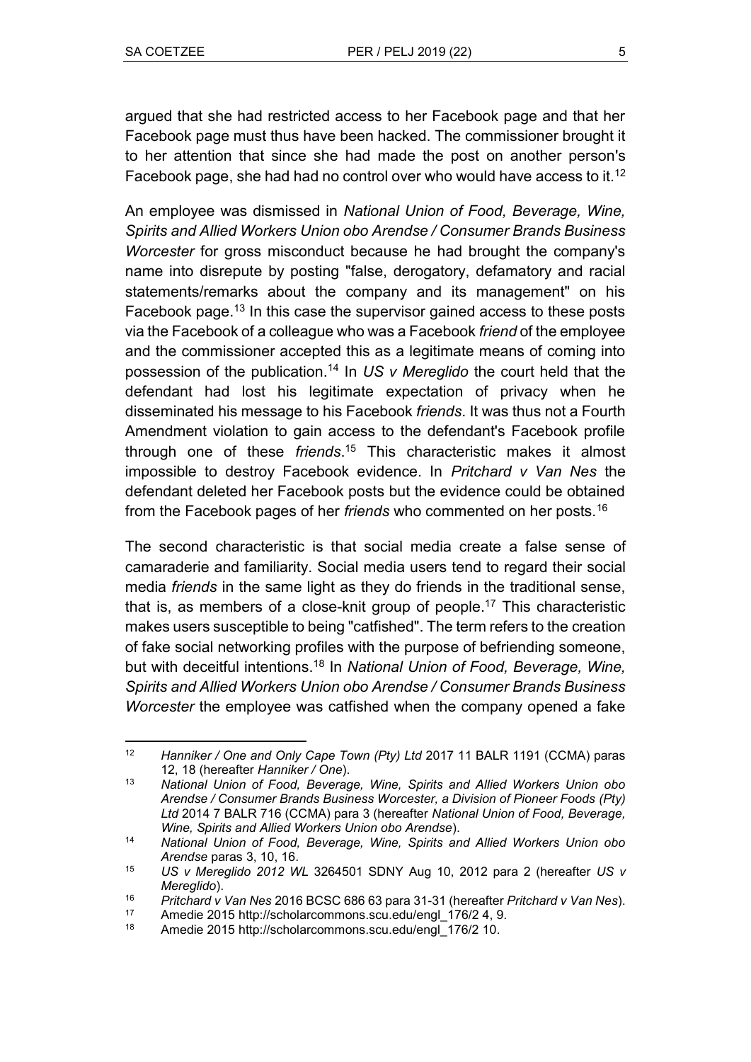argued that she had restricted access to her Facebook page and that her Facebook page must thus have been hacked. The commissioner brought it to her attention that since she had made the post on another person's Facebook page, she had had no control over who would have access to it.[12]

An employee was dismissed in *National Union of Food, Beverage, Wine, Spirits and Allied Workers Union obo Arendse / Consumer Brands Business Worcester* for gross misconduct because he had brought the company's name into disrepute by posting "false, derogatory, defamatory and racial statements/remarks about the company and its management" on his Facebook page.[13] In this case the supervisor gained access to these posts via the Facebook of a colleague who was a Facebook *friend* of the employee and the commissioner accepted this as a legitimate means of coming into possession of the publication.[14] In *US v Mereglido* the court held that the defendant had lost his legitimate expectation of privacy when he disseminated his message to his Facebook *friends*. It was thus not a Fourth Amendment violation to gain access to the defendant's Facebook profile through one of these *friends*.[15] This characteristic makes it almost impossible to destroy Facebook evidence. In *Pritchard v Van Nes* the defendant deleted her Facebook posts but the evidence could be obtained from the Facebook pages of her *friends* who commented on her posts.[16]

The second characteristic is that social media create a false sense of camaraderie and familiarity. Social media users tend to regard their social media *friends* in the same light as they do friends in the traditional sense, that is, as members of a close-knit group of people.[17] This characteristic makes users susceptible to being "catfished". The term refers to the creation of fake social networking profiles with the purpose of befriending someone, but with deceitful intentions.[18] In *National Union of Food, Beverage, Wine, Spirits and Allied Workers Union obo Arendse / Consumer Brands Business Worcester* the employee was catfished when the company opened a fake

---

[12] *Hanniker / One and Only Cape Town (Pty) Ltd* 2017 11 BALR 1191 (CCMA) paras 12, 18 (hereafter *Hanniker / One*).

[13] *National Union of Food, Beverage, Wine, Spirits and Allied Workers Union obo Arendse / Consumer Brands Business Worcester, a Division of Pioneer Foods (Pty) Ltd* 2014 7 BALR 716 (CCMA) para 3 (hereafter *National Union of Food, Beverage, Wine, Spirits and Allied Workers Union obo Arendse*).

[14] *National Union of Food, Beverage, Wine, Spirits and Allied Workers Union obo Arendse* paras 3, 10, 16.

[15] *US v Mereglido 2012 WL* 3264501 SDNY Aug 10, 2012 para 2 (hereafter *US v Mereglido*).

[16] *Pritchard v Van Nes* 2016 BCSC 686 63 para 31-31 (hereafter *Pritchard v Van Nes*).

[17] Amedie 2015 http://scholarcommons.scu.edu/engl_176/2 4, 9.

[18] Amedie 2015 http://scholarcommons.scu.edu/engl_176/2 10.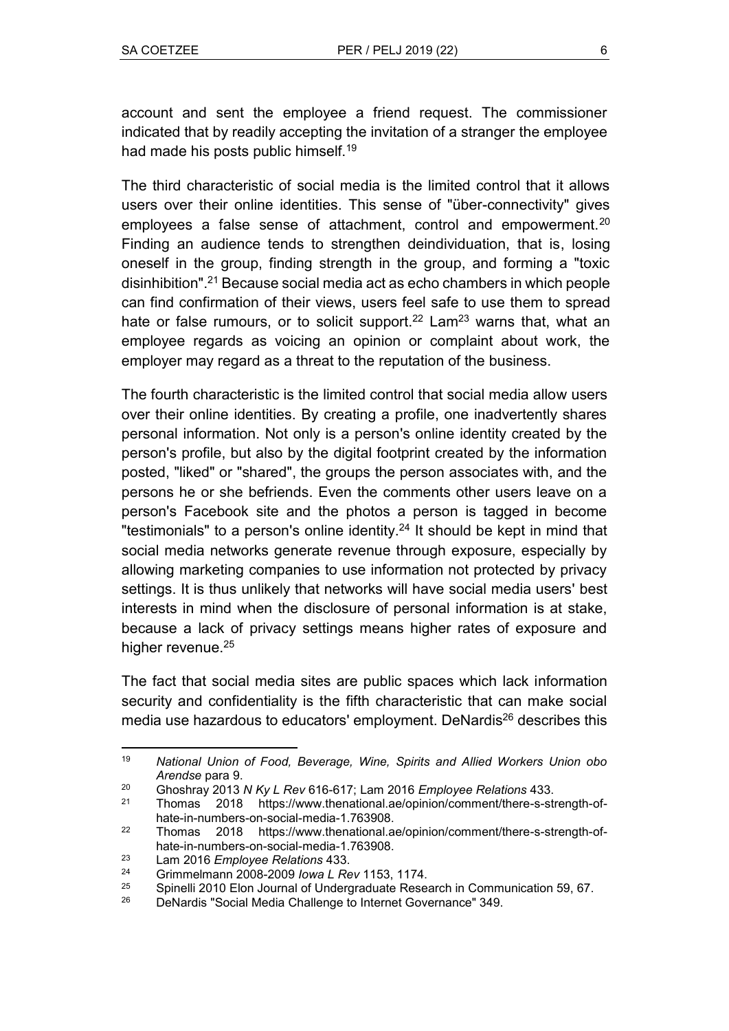account and sent the employee a friend request. The commissioner indicated that by readily accepting the invitation of a stranger the employee had made his posts public himself.[19]

The third characteristic of social media is the limited control that it allows users over their online identities. This sense of "über-connectivity" gives employees a false sense of attachment, control and empowerment.[20] Finding an audience tends to strengthen deindividuation, that is, losing oneself in the group, finding strength in the group, and forming a "toxic disinhibition".[21] Because social media act as echo chambers in which people can find confirmation of their views, users feel safe to use them to spread hate or false rumours, or to solicit support.[22] Lam[23] warns that, what an employee regards as voicing an opinion or complaint about work, the employer may regard as a threat to the reputation of the business.

The fourth characteristic is the limited control that social media allow users over their online identities. By creating a profile, one inadvertently shares personal information. Not only is a person's online identity created by the person's profile, but also by the digital footprint created by the information posted, "liked" or "shared", the groups the person associates with, and the persons he or she befriends. Even the comments other users leave on a person's Facebook site and the photos a person is tagged in become "testimonials" to a person's online identity.[24] It should be kept in mind that social media networks generate revenue through exposure, especially by allowing marketing companies to use information not protected by privacy settings. It is thus unlikely that networks will have social media users' best interests in mind when the disclosure of personal information is at stake, because a lack of privacy settings means higher rates of exposure and higher revenue.[25]

The fact that social media sites are public spaces which lack information security and confidentiality is the fifth characteristic that can make social media use hazardous to educators' employment. DeNardis[26] describes this

---

[19] *National Union of Food, Beverage, Wine, Spirits and Allied Workers Union obo Arendse* para 9.

[20] Ghoshray 2013 *N Ky L Rev* 616-617; Lam 2016 *Employee Relations* 433.

[21] Thomas 2018 https://www.thenational.ae/opinion/comment/there-s-strength-of-hate-in-numbers-on-social-media-1.763908.

[22] Thomas 2018 https://www.thenational.ae/opinion/comment/there-s-strength-of-hate-in-numbers-on-social-media-1.763908.

[23] Lam 2016 *Employee Relations* 433.

[24] Grimmelmann 2008-2009 *Iowa L Rev* 1153, 1174.

[25] Spinelli 2010 Elon Journal of Undergraduate Research in Communication 59, 67.

[26] DeNardis "Social Media Challenge to Internet Governance" 349.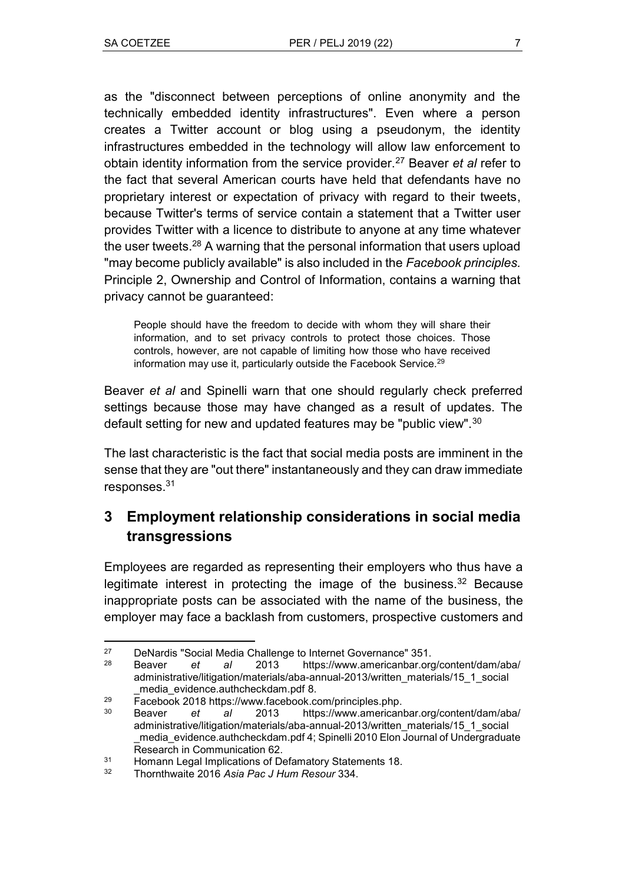as the "disconnect between perceptions of online anonymity and the technically embedded identity infrastructures". Even where a person creates a Twitter account or blog using a pseudonym, the identity infrastructures embedded in the technology will allow law enforcement to obtain identity information from the service provider.[27] Beaver *et al* refer to the fact that several American courts have held that defendants have no proprietary interest or expectation of privacy with regard to their tweets, because Twitter's terms of service contain a statement that a Twitter user provides Twitter with a licence to distribute to anyone at any time whatever the user tweets.[28] A warning that the personal information that users upload "may become publicly available" is also included in the *Facebook principles.* Principle 2, Ownership and Control of Information, contains a warning that privacy cannot be guaranteed:

> People should have the freedom to decide with whom they will share their information, and to set privacy controls to protect those choices. Those controls, however, are not capable of limiting how those who have received information may use it, particularly outside the Facebook Service.[29]

Beaver *et al* and Spinelli warn that one should regularly check preferred settings because those may have changed as a result of updates. The default setting for new and updated features may be "public view".[30]

The last characteristic is the fact that social media posts are imminent in the sense that they are "out there" instantaneously and they can draw immediate responses.[31]

## 3 Employment relationship considerations in social media transgressions

Employees are regarded as representing their employers who thus have a legitimate interest in protecting the image of the business.[32] Because inappropriate posts can be associated with the name of the business, the employer may face a backlash from customers, prospective customers and

---

27 DeNardis "Social Media Challenge to Internet Governance" 351.

28 Beaver *et al* 2013 https://www.americanbar.org/content/dam/aba/administrative/litigation/materials/aba-annual-2013/written_materials/15_1_social_media_evidence.authcheckdam.pdf 8.

29 Facebook 2018 https://www.facebook.com/principles.php.

30 Beaver *et al* 2013 https://www.americanbar.org/content/dam/aba/administrative/litigation/materials/aba-annual-2013/written_materials/15_1_social_media_evidence.authcheckdam.pdf 4; Spinelli 2010 Elon Journal of Undergraduate Research in Communication 62.

31 Homann Legal Implications of Defamatory Statements 18.

32 Thornthwaite 2016 *Asia Pac J Hum Resour* 334.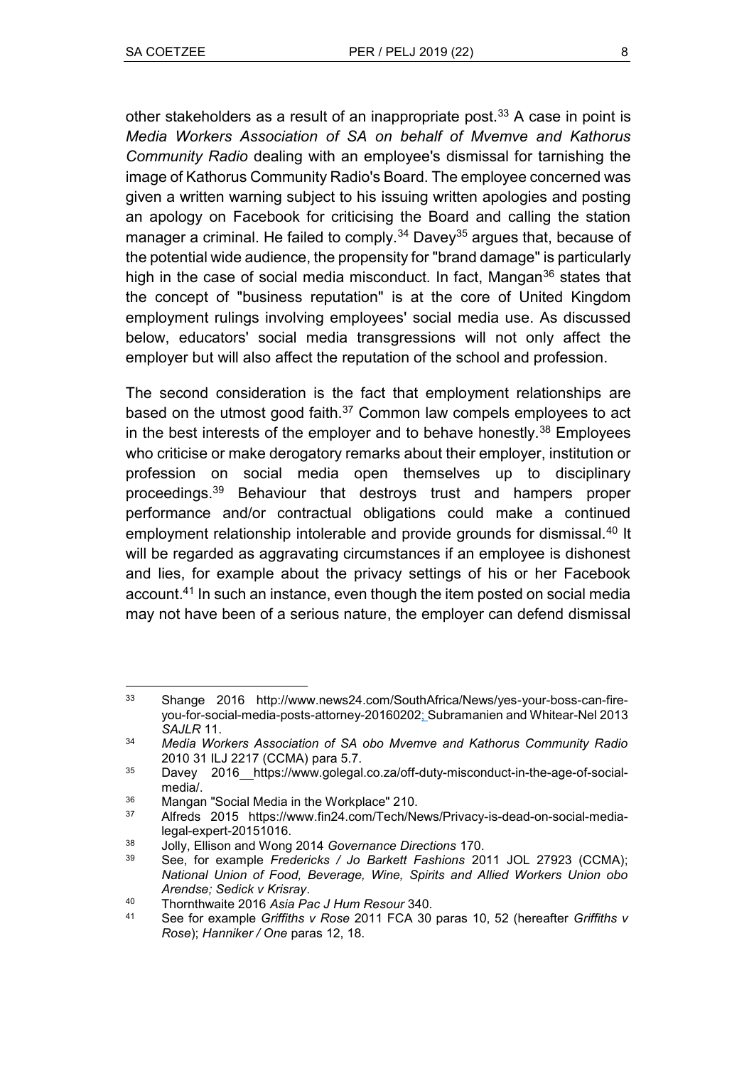other stakeholders as a result of an inappropriate post.[33] A case in point is *Media Workers Association of SA on behalf of Mvemve and Kathorus Community Radio* dealing with an employee's dismissal for tarnishing the image of Kathorus Community Radio's Board. The employee concerned was given a written warning subject to his issuing written apologies and posting an apology on Facebook for criticising the Board and calling the station manager a criminal. He failed to comply.[34] Davey[35] argues that, because of the potential wide audience, the propensity for "brand damage" is particularly high in the case of social media misconduct. In fact, Mangan[36] states that the concept of "business reputation" is at the core of United Kingdom employment rulings involving employees' social media use. As discussed below, educators' social media transgressions will not only affect the employer but will also affect the reputation of the school and profession.

The second consideration is the fact that employment relationships are based on the utmost good faith.[37] Common law compels employees to act in the best interests of the employer and to behave honestly.[38] Employees who criticise or make derogatory remarks about their employer, institution or profession on social media open themselves up to disciplinary proceedings.[39] Behaviour that destroys trust and hampers proper performance and/or contractual obligations could make a continued employment relationship intolerable and provide grounds for dismissal.[40] It will be regarded as aggravating circumstances if an employee is dishonest and lies, for example about the privacy settings of his or her Facebook account.[41] In such an instance, even though the item posted on social media may not have been of a serious nature, the employer can defend dismissal

---

33 Shange 2016 http://www.news24.com/SouthAfrica/News/yes-your-boss-can-fire-you-for-social-media-posts-attorney-20160202; Subramanien and Whitear-Nel 2013 *SAJLR* 11.

34 *Media Workers Association of SA obo Mvemve and Kathorus Community Radio* 2010 31 ILJ 2217 (CCMA) para 5.7.

35 Davey 2016 https://www.golegal.co.za/off-duty-misconduct-in-the-age-of-social-media/.

36 Mangan "Social Media in the Workplace" 210.

37 Alfreds 2015 https://www.fin24.com/Tech/News/Privacy-is-dead-on-social-media-legal-expert-20151016.

38 Jolly, Ellison and Wong 2014 *Governance Directions* 170.

39 See, for example *Fredericks / Jo Barkett Fashions* 2011 JOL 27923 (CCMA); *National Union of Food, Beverage, Wine, Spirits and Allied Workers Union obo Arendse; Sedick v Krisray*.

40 Thornthwaite 2016 *Asia Pac J Hum Resour* 340.

41 See for example *Griffiths v Rose* 2011 FCA 30 paras 10, 52 (hereafter *Griffiths v Rose*); *Hanniker / One* paras 12, 18.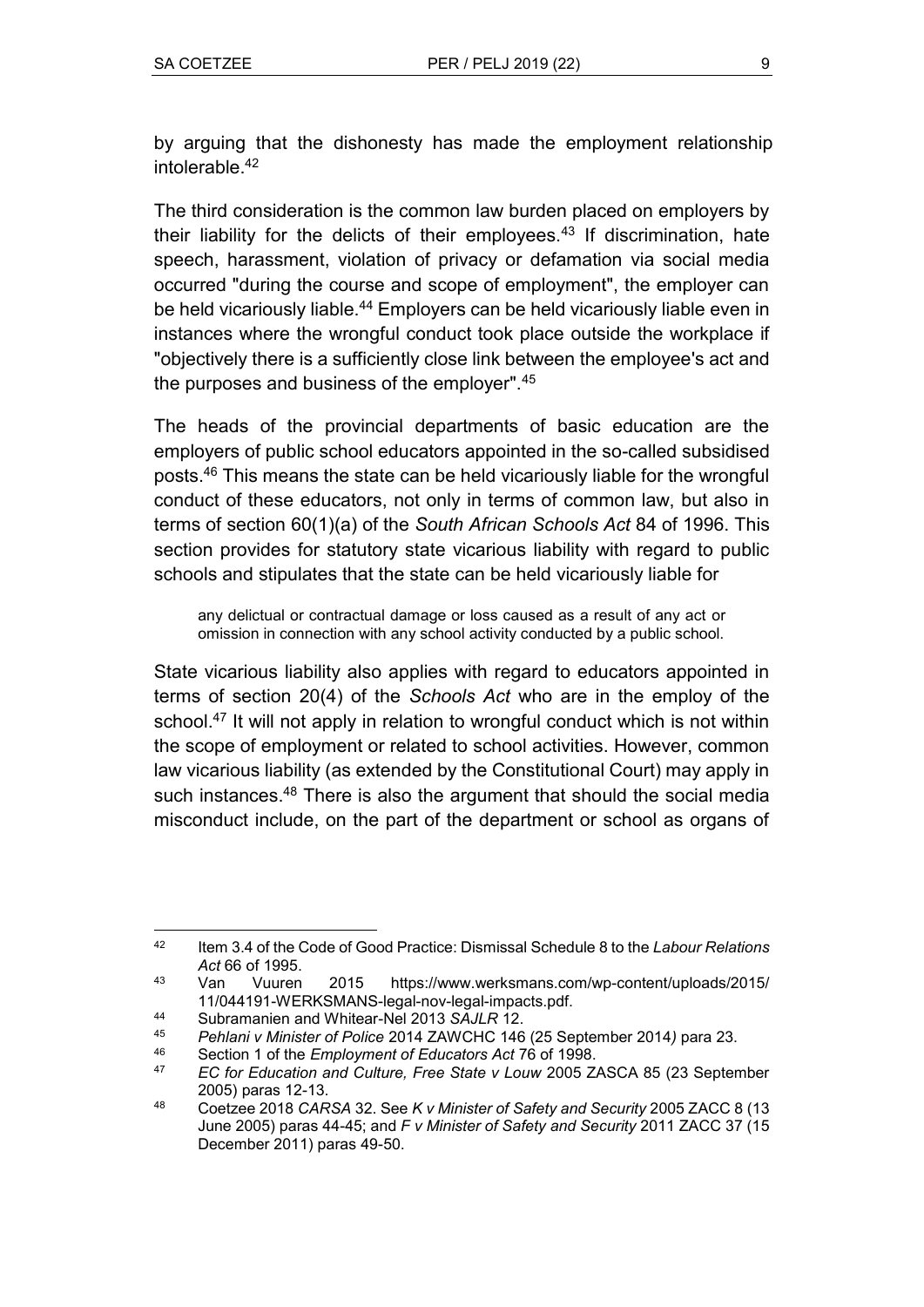by arguing that the dishonesty has made the employment relationship intolerable.[42]

The third consideration is the common law burden placed on employers by their liability for the delicts of their employees.[43] If discrimination, hate speech, harassment, violation of privacy or defamation via social media occurred "during the course and scope of employment", the employer can be held vicariously liable.[44] Employers can be held vicariously liable even in instances where the wrongful conduct took place outside the workplace if "objectively there is a sufficiently close link between the employee's act and the purposes and business of the employer".[45]

The heads of the provincial departments of basic education are the employers of public school educators appointed in the so-called subsidised posts.[46] This means the state can be held vicariously liable for the wrongful conduct of these educators, not only in terms of common law, but also in terms of section 60(1)(a) of the *South African Schools Act* 84 of 1996. This section provides for statutory state vicarious liability with regard to public schools and stipulates that the state can be held vicariously liable for

> any delictual or contractual damage or loss caused as a result of any act or omission in connection with any school activity conducted by a public school.

State vicarious liability also applies with regard to educators appointed in terms of section 20(4) of the *Schools Act* who are in the employ of the school.[47] It will not apply in relation to wrongful conduct which is not within the scope of employment or related to school activities. However, common law vicarious liability (as extended by the Constitutional Court) may apply in such instances.[48] There is also the argument that should the social media misconduct include, on the part of the department or school as organs of

---

[42] Item 3.4 of the Code of Good Practice: Dismissal Schedule 8 to the *Labour Relations Act* 66 of 1995.

[43] Van Vuuren 2015 https://www.werksmans.com/wp-content/uploads/2015/11/044191-WERKSMANS-legal-nov-legal-impacts.pdf.

[44] Subramanien and Whitear-Nel 2013 *SAJLR* 12.

[45] *Pehlani v Minister of Police* 2014 ZAWCHC 146 (25 September 2014) para 23.

[46] Section 1 of the *Employment of Educators Act* 76 of 1998.

[47] *EC for Education and Culture, Free State v Louw* 2005 ZASCA 85 (23 September 2005) paras 12-13.

[48] Coetzee 2018 *CARSA* 32. See *K v Minister of Safety and Security* 2005 ZACC 8 (13 June 2005) paras 44-45; and *F v Minister of Safety and Security* 2011 ZACC 37 (15 December 2011) paras 49-50.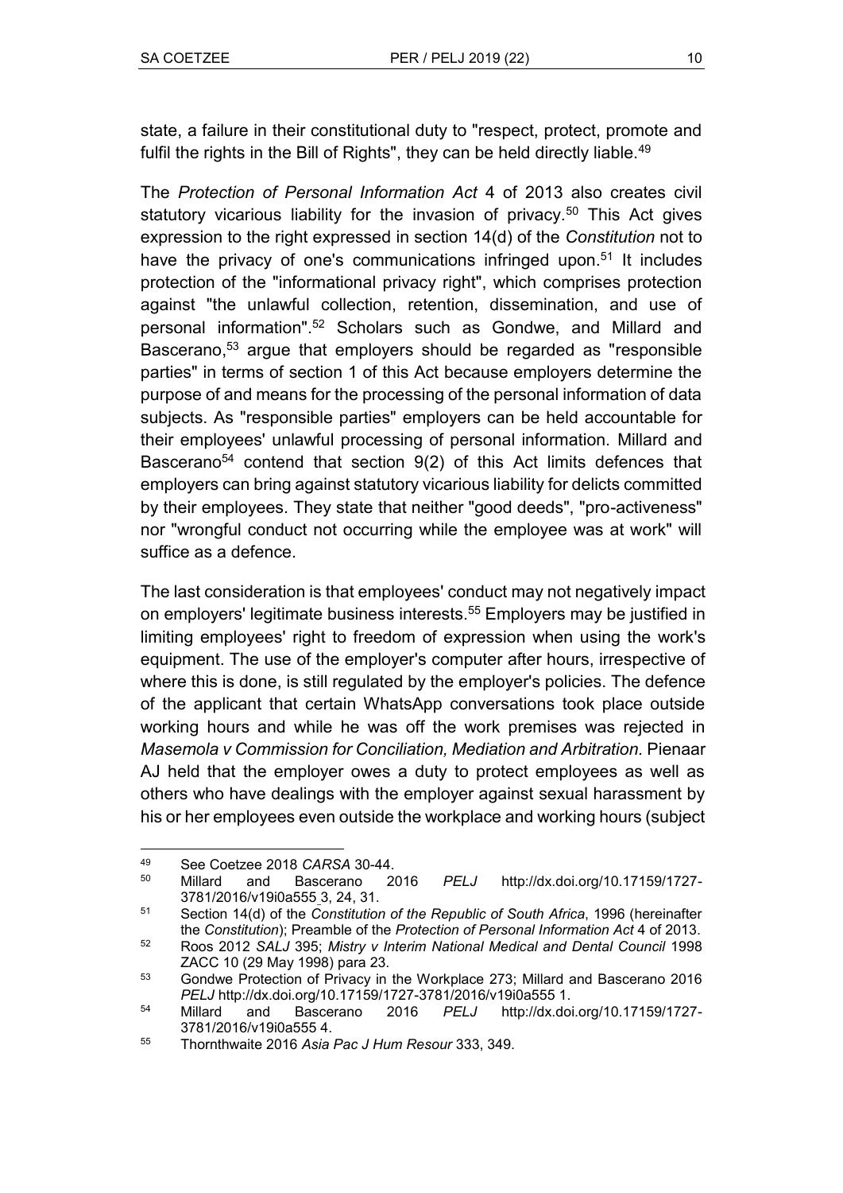state, a failure in their constitutional duty to "respect, protect, promote and fulfil the rights in the Bill of Rights", they can be held directly liable.[49]

The *Protection of Personal Information Act* 4 of 2013 also creates civil statutory vicarious liability for the invasion of privacy.[50] This Act gives expression to the right expressed in section 14(d) of the *Constitution* not to have the privacy of one's communications infringed upon.[51] It includes protection of the "informational privacy right", which comprises protection against "the unlawful collection, retention, dissemination, and use of personal information".[52] Scholars such as Gondwe, and Millard and Bascerano,[53] argue that employers should be regarded as "responsible parties" in terms of section 1 of this Act because employers determine the purpose of and means for the processing of the personal information of data subjects. As "responsible parties" employers can be held accountable for their employees' unlawful processing of personal information. Millard and Bascerano[54] contend that section 9(2) of this Act limits defences that employers can bring against statutory vicarious liability for delicts committed by their employees. They state that neither "good deeds", "pro-activeness" nor "wrongful conduct not occurring while the employee was at work" will suffice as a defence.

The last consideration is that employees' conduct may not negatively impact on employers' legitimate business interests.[55] Employers may be justified in limiting employees' right to freedom of expression when using the work's equipment. The use of the employer's computer after hours, irrespective of where this is done, is still regulated by the employer's policies. The defence of the applicant that certain WhatsApp conversations took place outside working hours and while he was off the work premises was rejected in *Masemola v Commission for Conciliation, Mediation and Arbitration*. Pienaar AJ held that the employer owes a duty to protect employees as well as others who have dealings with the employer against sexual harassment by his or her employees even outside the workplace and working hours (subject

---

[49] See Coetzee 2018 *CARSA* 30-44.

[50] Millard and Bascerano 2016 *PELJ* http://dx.doi.org/10.17159/1727-3781/2016/v19i0a555 3, 24, 31.

[51] Section 14(d) of the *Constitution of the Republic of South Africa*, 1996 (hereinafter the *Constitution*); Preamble of the *Protection of Personal Information Act* 4 of 2013.

[52] Roos 2012 *SALJ* 395; *Mistry v Interim National Medical and Dental Council* 1998 ZACC 10 (29 May 1998) para 23.

[53] Gondwe Protection of Privacy in the Workplace 273; Millard and Bascerano 2016 *PELJ* http://dx.doi.org/10.17159/1727-3781/2016/v19i0a555 1.

[54] Millard and Bascerano 2016 *PELJ* http://dx.doi.org/10.17159/1727-3781/2016/v19i0a555 4.

[55] Thornthwaite 2016 *Asia Pac J Hum Resour* 333, 349.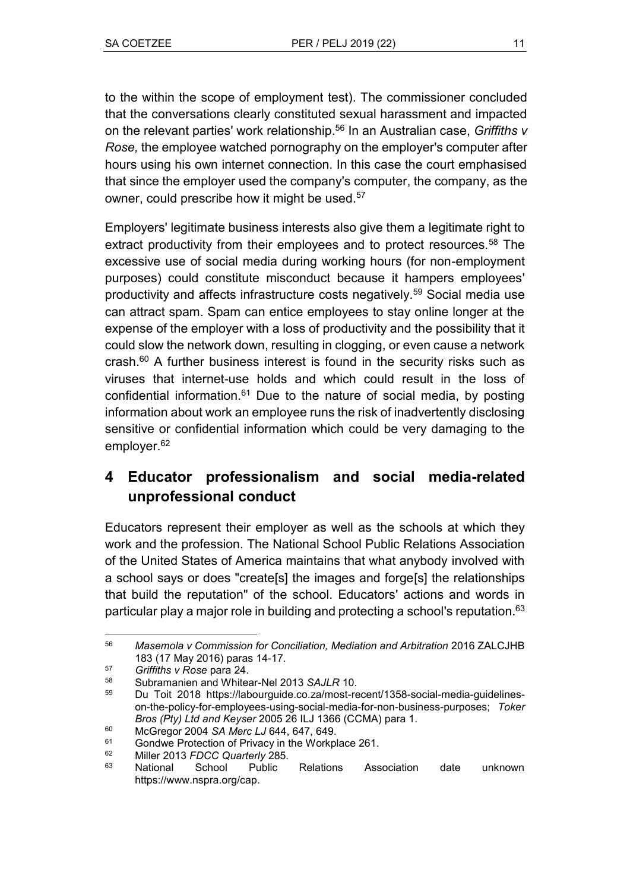to the within the scope of employment test). The commissioner concluded that the conversations clearly constituted sexual harassment and impacted on the relevant parties' work relationship.[56] In an Australian case, *Griffiths v Rose,* the employee watched pornography on the employer's computer after hours using his own internet connection. In this case the court emphasised that since the employer used the company's computer, the company, as the owner, could prescribe how it might be used.[57]

Employers' legitimate business interests also give them a legitimate right to extract productivity from their employees and to protect resources.[58] The excessive use of social media during working hours (for non-employment purposes) could constitute misconduct because it hampers employees' productivity and affects infrastructure costs negatively.[59] Social media use can attract spam. Spam can entice employees to stay online longer at the expense of the employer with a loss of productivity and the possibility that it could slow the network down, resulting in clogging, or even cause a network crash.[60] A further business interest is found in the security risks such as viruses that internet-use holds and which could result in the loss of confidential information.[61] Due to the nature of social media, by posting information about work an employee runs the risk of inadvertently disclosing sensitive or confidential information which could be very damaging to the employer.[62]

## 4 Educator professionalism and social media-related unprofessional conduct

Educators represent their employer as well as the schools at which they work and the profession. The National School Public Relations Association of the United States of America maintains that what anybody involved with a school says or does "create[s] the images and forge[s] the relationships that build the reputation" of the school. Educators' actions and words in particular play a major role in building and protecting a school's reputation.[63]

---

[56] *Masemola v Commission for Conciliation, Mediation and Arbitration* 2016 ZALCJHB 183 (17 May 2016) paras 14-17.

[57] *Griffiths v Rose* para 24.

[58] Subramanien and Whitear-Nel 2013 *SAJLR* 10.

[59] Du Toit 2018 https://labourguide.co.za/most-recent/1358-social-media-guidelines-on-the-policy-for-employees-using-social-media-for-non-business-purposes; *Toker Bros (Pty) Ltd and Keyser* 2005 26 ILJ 1366 (CCMA) para 1.

[60] McGregor 2004 *SA Merc LJ* 644, 647, 649.

[61] Gondwe Protection of Privacy in the Workplace 261.

[62] Miller 2013 *FDCC Quarterly* 285.

[63] National School Public Relations Association date unknown https://www.nspra.org/cap.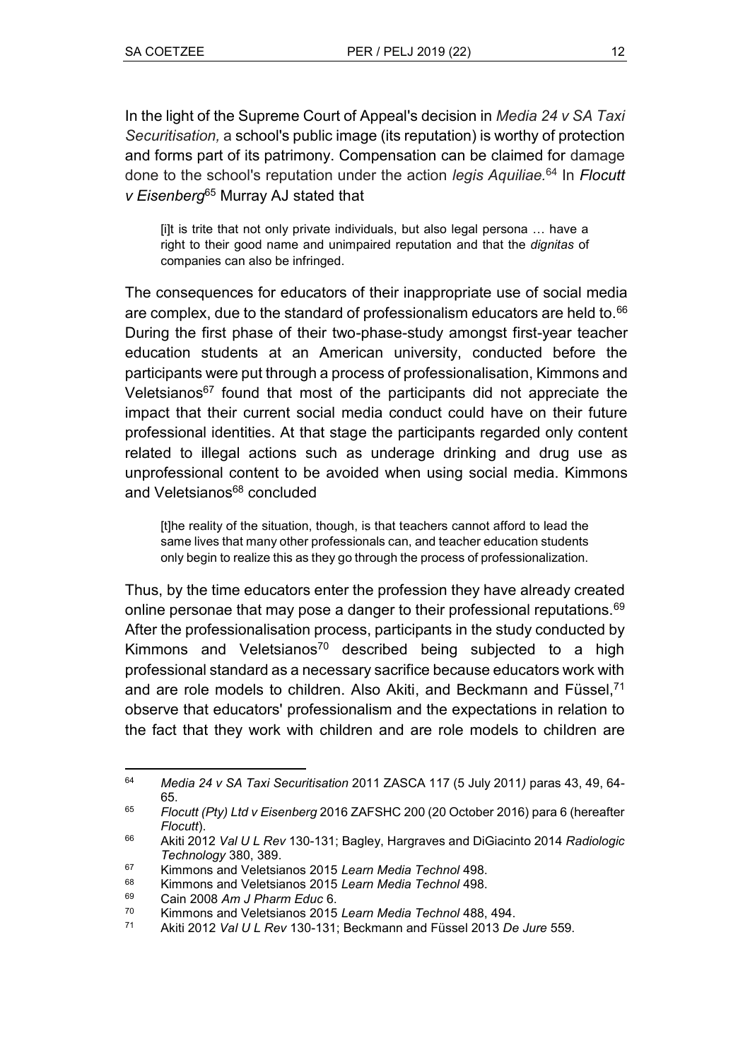In the light of the Supreme Court of Appeal's decision in *Media 24 v SA Taxi Securitisation,* a school's public image (its reputation) is worthy of protection and forms part of its patrimony. Compensation can be claimed for damage done to the school's reputation under the action *legis Aquiliae.*[64] In *Flocutt v Eisenberg*[65] Murray AJ stated that

> [i]t is trite that not only private individuals, but also legal persona … have a right to their good name and unimpaired reputation and that the *dignitas* of companies can also be infringed.

The consequences for educators of their inappropriate use of social media are complex, due to the standard of professionalism educators are held to.[66] During the first phase of their two-phase-study amongst first-year teacher education students at an American university, conducted before the participants were put through a process of professionalisation, Kimmons and Veletsianos[67] found that most of the participants did not appreciate the impact that their current social media conduct could have on their future professional identities. At that stage the participants regarded only content related to illegal actions such as underage drinking and drug use as unprofessional content to be avoided when using social media. Kimmons and Veletsianos[68] concluded

> [t]he reality of the situation, though, is that teachers cannot afford to lead the same lives that many other professionals can, and teacher education students only begin to realize this as they go through the process of professionalization.

Thus, by the time educators enter the profession they have already created online personae that may pose a danger to their professional reputations.[69] After the professionalisation process, participants in the study conducted by Kimmons and Veletsianos[70] described being subjected to a high professional standard as a necessary sacrifice because educators work with and are role models to children. Also Akiti, and Beckmann and Füssel,[71] observe that educators' professionalism and the expectations in relation to the fact that they work with children and are role models to children are

---

[64] *Media 24 v SA Taxi Securitisation* 2011 ZASCA 117 (5 July 2011*)* paras 43, 49, 64-65.

[65] *Flocutt (Pty) Ltd v Eisenberg* 2016 ZAFSHC 200 (20 October 2016) para 6 (hereafter *Flocutt*).

[66] Akiti 2012 *Val U L Rev* 130-131; Bagley, Hargraves and DiGiacinto 2014 *Radiologic Technology* 380, 389.

[67] Kimmons and Veletsianos 2015 *Learn Media Technol* 498.

[68] Kimmons and Veletsianos 2015 *Learn Media Technol* 498.

[69] Cain 2008 *Am J Pharm Educ* 6.

[70] Kimmons and Veletsianos 2015 *Learn Media Technol* 488, 494.

[71] Akiti 2012 *Val U L Rev* 130-131; Beckmann and Füssel 2013 *De Jure* 559.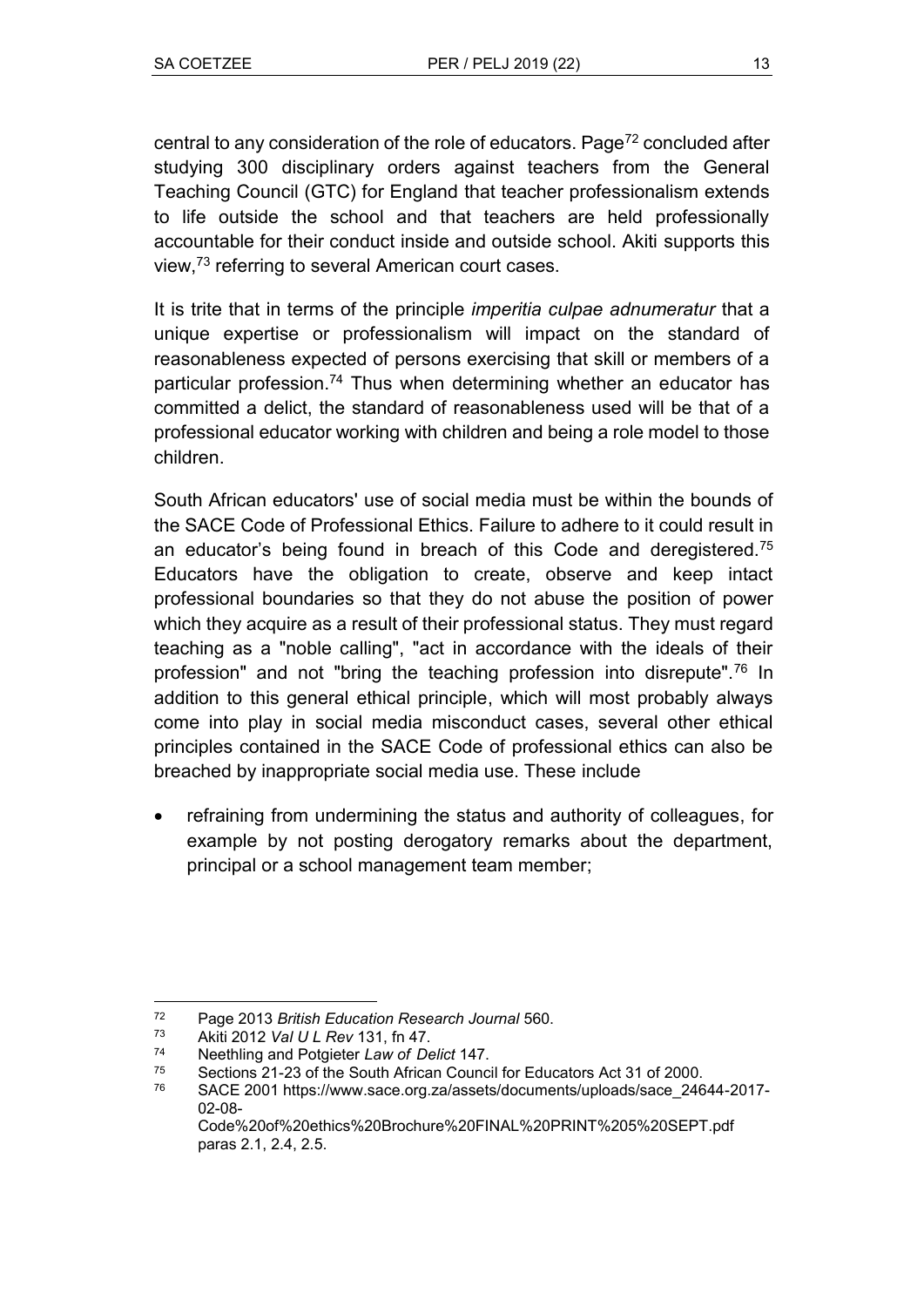central to any consideration of the role of educators. Page[72] concluded after studying 300 disciplinary orders against teachers from the General Teaching Council (GTC) for England that teacher professionalism extends to life outside the school and that teachers are held professionally accountable for their conduct inside and outside school. Akiti supports this view,[73] referring to several American court cases.

It is trite that in terms of the principle *imperitia culpae adnumeratur* that a unique expertise or professionalism will impact on the standard of reasonableness expected of persons exercising that skill or members of a particular profession.[74] Thus when determining whether an educator has committed a delict, the standard of reasonableness used will be that of a professional educator working with children and being a role model to those children.

South African educators' use of social media must be within the bounds of the SACE Code of Professional Ethics. Failure to adhere to it could result in an educator's being found in breach of this Code and deregistered.[75] Educators have the obligation to create, observe and keep intact professional boundaries so that they do not abuse the position of power which they acquire as a result of their professional status. They must regard teaching as a "noble calling", "act in accordance with the ideals of their profession" and not "bring the teaching profession into disrepute".[76] In addition to this general ethical principle, which will most probably always come into play in social media misconduct cases, several other ethical principles contained in the SACE Code of professional ethics can also be breached by inappropriate social media use. These include

- refraining from undermining the status and authority of colleagues, for example by not posting derogatory remarks about the department, principal or a school management team member;

---

[72] Page 2013 *British Education Research Journal* 560.

[73] Akiti 2012 *Val U L Rev* 131, fn 47.

[74] Neethling and Potgieter *Law of Delict* 147.

[75] Sections 21-23 of the South African Council for Educators Act 31 of 2000.

[76] SACE 2001 https://www.sace.org.za/assets/documents/uploads/sace_24644-2017-02-08-Code%20of%20ethics%20Brochure%20FINAL%20PRINT%205%20SEPT.pdf paras 2.1, 2.4, 2.5.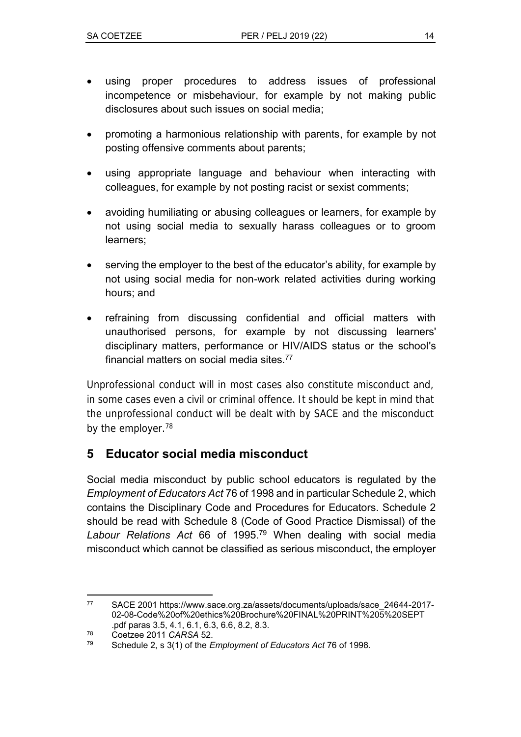- using proper procedures to address issues of professional incompetence or misbehaviour, for example by not making public disclosures about such issues on social media;
- promoting a harmonious relationship with parents, for example by not posting offensive comments about parents;
- using appropriate language and behaviour when interacting with colleagues, for example by not posting racist or sexist comments;
- avoiding humiliating or abusing colleagues or learners, for example by not using social media to sexually harass colleagues or to groom learners;
- serving the employer to the best of the educator's ability, for example by not using social media for non-work related activities during working hours; and
- refraining from discussing confidential and official matters with unauthorised persons, for example by not discussing learners' disciplinary matters, performance or HIV/AIDS status or the school's financial matters on social media sites.[77]

Unprofessional conduct will in most cases also constitute misconduct and, in some cases even a civil or criminal offence. It should be kept in mind that the unprofessional conduct will be dealt with by SACE and the misconduct by the employer.[78]

## 5 Educator social media misconduct

Social media misconduct by public school educators is regulated by the *Employment of Educators Act* 76 of 1998 and in particular Schedule 2, which contains the Disciplinary Code and Procedures for Educators. Schedule 2 should be read with Schedule 8 (Code of Good Practice Dismissal) of the *Labour Relations Act* 66 of 1995.[79] When dealing with social media misconduct which cannot be classified as serious misconduct, the employer

---

[77] SACE 2001 https://www.sace.org.za/assets/documents/uploads/sace_24644-2017-02-08-Code%20of%20ethics%20Brochure%20FINAL%20PRINT%205%20SEPT.pdf paras 3.5, 4.1, 6.1, 6.3, 6.6, 8.2, 8.3.

[78] Coetzee 2011 *CARSA* 52.

[79] Schedule 2, s 3(1) of the *Employment of Educators Act* 76 of 1998.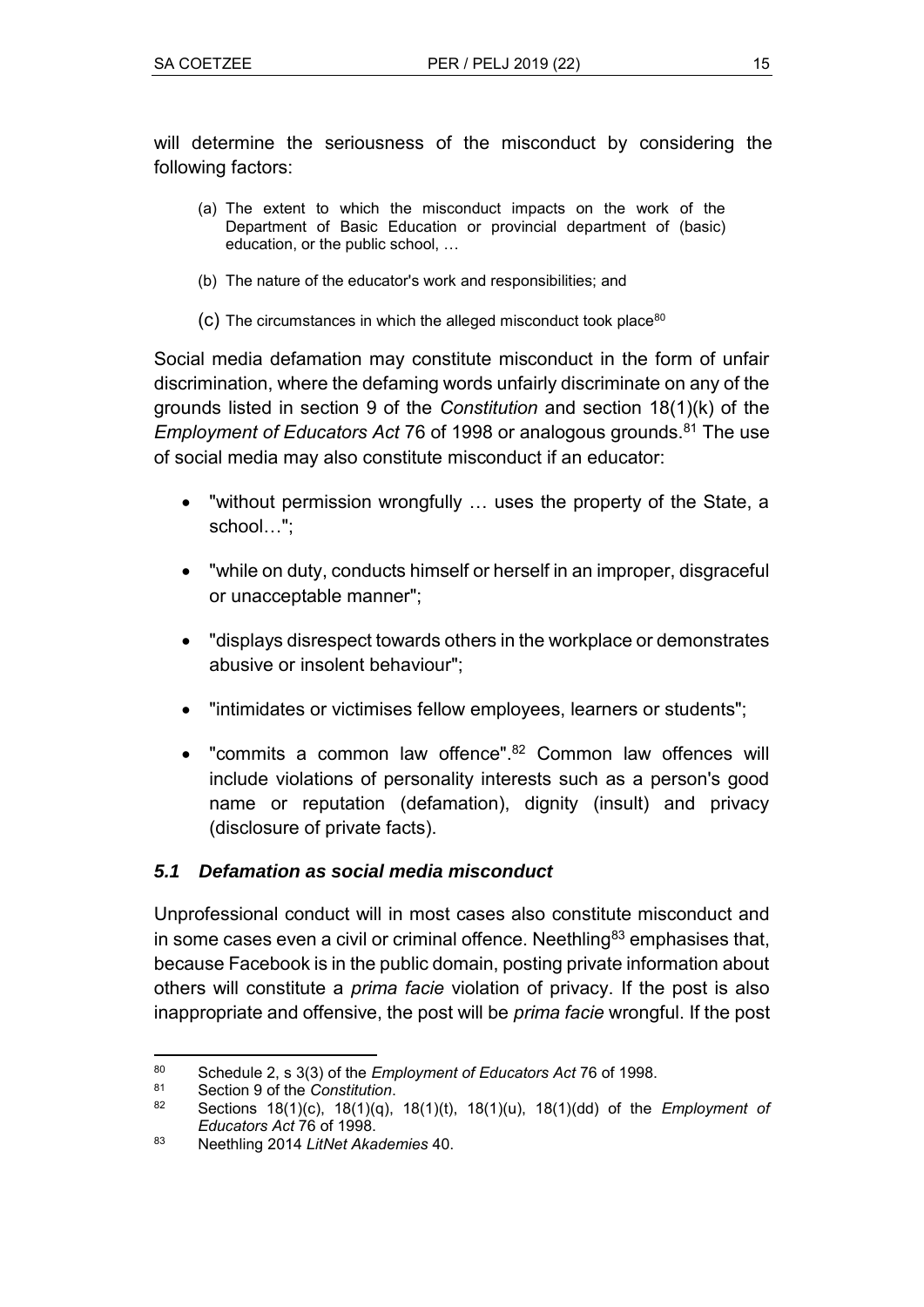will determine the seriousness of the misconduct by considering the following factors:

> (a) The extent to which the misconduct impacts on the work of the Department of Basic Education or provincial department of (basic) education, or the public school, …
>
> (b) The nature of the educator's work and responsibilities; and
>
> (c) The circumstances in which the alleged misconduct took place[80]

Social media defamation may constitute misconduct in the form of unfair discrimination, where the defaming words unfairly discriminate on any of the grounds listed in section 9 of the *Constitution* and section 18(1)(k) of the *Employment of Educators Act* 76 of 1998 or analogous grounds.[81] The use of social media may also constitute misconduct if an educator:

- "without permission wrongfully … uses the property of the State, a school…";
- "while on duty, conducts himself or herself in an improper, disgraceful or unacceptable manner";
- "displays disrespect towards others in the workplace or demonstrates abusive or insolent behaviour";
- "intimidates or victimises fellow employees, learners or students";
- "commits a common law offence".[82] Common law offences will include violations of personality interests such as a person's good name or reputation (defamation), dignity (insult) and privacy (disclosure of private facts).

### *5.1 Defamation as social media misconduct*

Unprofessional conduct will in most cases also constitute misconduct and in some cases even a civil or criminal offence. Neethling[83] emphasises that, because Facebook is in the public domain, posting private information about others will constitute a *prima facie* violation of privacy. If the post is also inappropriate and offensive, the post will be *prima facie* wrongful. If the post

---

80 Schedule 2, s 3(3) of the *Employment of Educators Act* 76 of 1998.

81 Section 9 of the *Constitution*.

82 Sections 18(1)(c), 18(1)(q), 18(1)(t), 18(1)(u), 18(1)(dd) of the *Employment of Educators Act* 76 of 1998.

83 Neethling 2014 *LitNet Akademies* 40.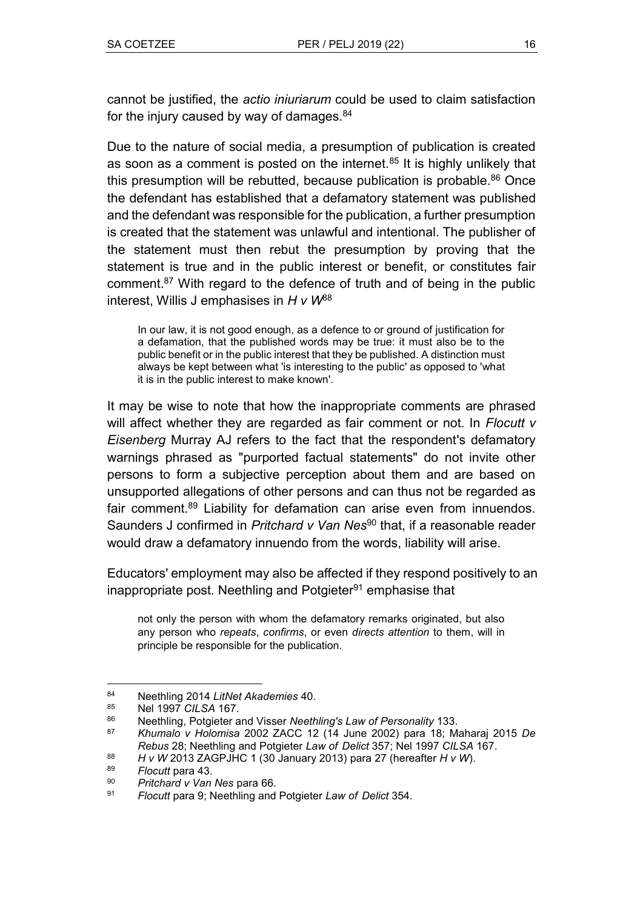cannot be justified, the *actio iniuriarum* could be used to claim satisfaction for the injury caused by way of damages.[84]

Due to the nature of social media, a presumption of publication is created as soon as a comment is posted on the internet.[85] It is highly unlikely that this presumption will be rebutted, because publication is probable.[86] Once the defendant has established that a defamatory statement was published and the defendant was responsible for the publication, a further presumption is created that the statement was unlawful and intentional. The publisher of the statement must then rebut the presumption by proving that the statement is true and in the public interest or benefit, or constitutes fair comment.[87] With regard to the defence of truth and of being in the public interest, Willis J emphasises in *H v W*[88]

> In our law, it is not good enough, as a defence to or ground of justification for a defamation, that the published words may be true: it must also be to the public benefit or in the public interest that they be published. A distinction must always be kept between what 'is interesting to the public' as opposed to 'what it is in the public interest to make known'.

It may be wise to note that how the inappropriate comments are phrased will affect whether they are regarded as fair comment or not. In *Flocutt v Eisenberg* Murray AJ refers to the fact that the respondent's defamatory warnings phrased as "purported factual statements" do not invite other persons to form a subjective perception about them and are based on unsupported allegations of other persons and can thus not be regarded as fair comment.[89] Liability for defamation can arise even from innuendos. Saunders J confirmed in *Pritchard v Van Nes*[90] that, if a reasonable reader would draw a defamatory innuendo from the words, liability will arise.

Educators' employment may also be affected if they respond positively to an inappropriate post. Neethling and Potgieter[91] emphasise that

> not only the person with whom the defamatory remarks originated, but also any person who *repeats*, *confirms*, or even *directs attention* to them, will in principle be responsible for the publication.

---

[84] Neethling 2014 *LitNet Akademies* 40.

[85] Nel 1997 *CILSA* 167.

[86] Neethling, Potgieter and Visser *Neethling's Law of Personality* 133.

[87] *Khumalo v Holomisa* 2002 ZACC 12 (14 June 2002) para 18; Maharaj 2015 *De Rebus* 28; Neethling and Potgieter *Law of Delict* 357; Nel 1997 *CILSA* 167.

[88] *H v W* 2013 ZAGPJHC 1 (30 January 2013) para 27 (hereafter *H v W*).

[89] *Flocutt* para 43.

[90] *Pritchard v Van Nes* para 66.

[91] *Flocutt* para 9; Neethling and Potgieter *Law of Delict* 354.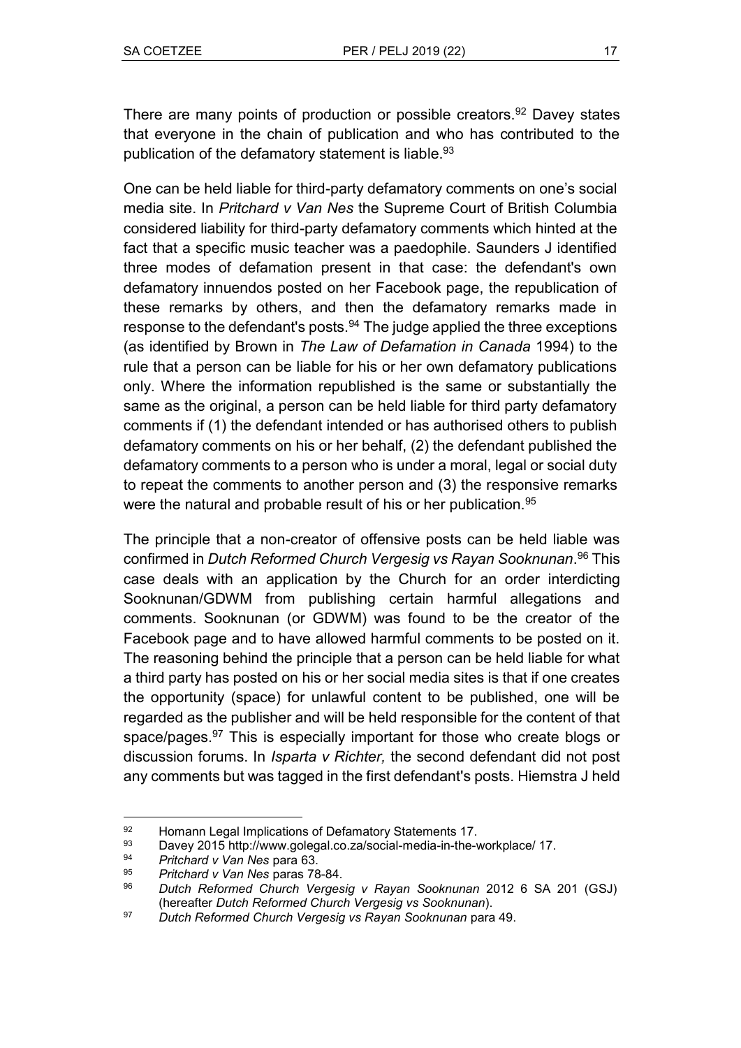There are many points of production or possible creators.[92] Davey states that everyone in the chain of publication and who has contributed to the publication of the defamatory statement is liable.[93]

One can be held liable for third-party defamatory comments on one's social media site. In *Pritchard v Van Nes* the Supreme Court of British Columbia considered liability for third-party defamatory comments which hinted at the fact that a specific music teacher was a paedophile. Saunders J identified three modes of defamation present in that case: the defendant's own defamatory innuendos posted on her Facebook page, the republication of these remarks by others, and then the defamatory remarks made in response to the defendant's posts.[94] The judge applied the three exceptions (as identified by Brown in *The Law of Defamation in Canada* 1994) to the rule that a person can be liable for his or her own defamatory publications only. Where the information republished is the same or substantially the same as the original, a person can be held liable for third party defamatory comments if (1) the defendant intended or has authorised others to publish defamatory comments on his or her behalf, (2) the defendant published the defamatory comments to a person who is under a moral, legal or social duty to repeat the comments to another person and (3) the responsive remarks were the natural and probable result of his or her publication.[95]

The principle that a non-creator of offensive posts can be held liable was confirmed in *Dutch Reformed Church Vergesig vs Rayan Sooknunan*.[96] This case deals with an application by the Church for an order interdicting Sooknunan/GDWM from publishing certain harmful allegations and comments. Sooknunan (or GDWM) was found to be the creator of the Facebook page and to have allowed harmful comments to be posted on it. The reasoning behind the principle that a person can be held liable for what a third party has posted on his or her social media sites is that if one creates the opportunity (space) for unlawful content to be published, one will be regarded as the publisher and will be held responsible for the content of that space/pages.[97] This is especially important for those who create blogs or discussion forums. In *Isparta v Richter,* the second defendant did not post any comments but was tagged in the first defendant's posts. Hiemstra J held

---

92 Homann Legal Implications of Defamatory Statements 17.

93 Davey 2015 http://www.golegal.co.za/social-media-in-the-workplace/ 17.

94 *Pritchard v Van Nes* para 63.

95 *Pritchard v Van Nes* paras 78-84.

96 *Dutch Reformed Church Vergesig v Rayan Sooknunan* 2012 6 SA 201 (GSJ) (hereafter *Dutch Reformed Church Vergesig vs Sooknunan*).

97 *Dutch Reformed Church Vergesig vs Rayan Sooknunan* para 49.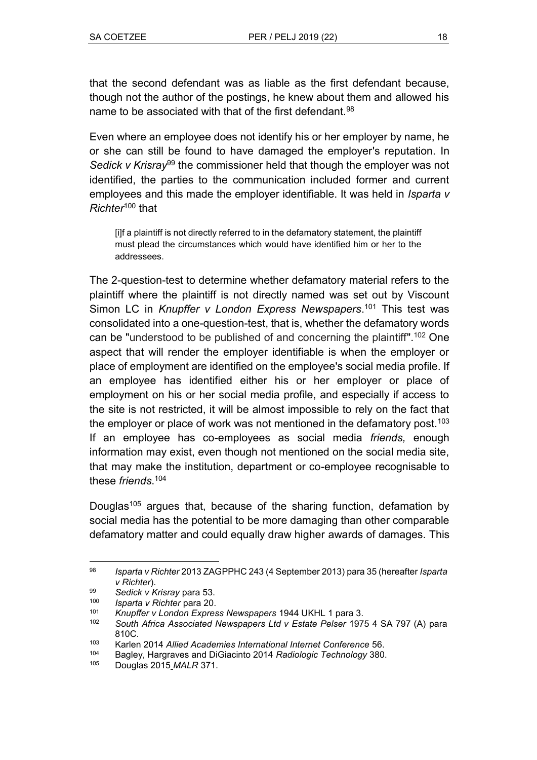that the second defendant was as liable as the first defendant because, though not the author of the postings, he knew about them and allowed his name to be associated with that of the first defendant.[98]

Even where an employee does not identify his or her employer by name, he or she can still be found to have damaged the employer's reputation. In *Sedick v Krisray*[99] the commissioner held that though the employer was not identified, the parties to the communication included former and current employees and this made the employer identifiable. It was held in *Isparta v Richter*[100] that

> [i]f a plaintiff is not directly referred to in the defamatory statement, the plaintiff must plead the circumstances which would have identified him or her to the addressees.

The 2-question-test to determine whether defamatory material refers to the plaintiff where the plaintiff is not directly named was set out by Viscount Simon LC in *Knupffer v London Express Newspapers*.[101] This test was consolidated into a one-question-test, that is, whether the defamatory words can be "understood to be published of and concerning the plaintiff".[102] One aspect that will render the employer identifiable is when the employer or place of employment are identified on the employee's social media profile. If an employee has identified either his or her employer or place of employment on his or her social media profile, and especially if access to the site is not restricted, it will be almost impossible to rely on the fact that the employer or place of work was not mentioned in the defamatory post.[103] If an employee has co-employees as social media *friends,* enough information may exist, even though not mentioned on the social media site, that may make the institution, department or co-employee recognisable to these *friends*.[104]

Douglas[105] argues that, because of the sharing function, defamation by social media has the potential to be more damaging than other comparable defamatory matter and could equally draw higher awards of damages. This

---

[98] *Isparta v Richter* 2013 ZAGPPHC 243 (4 September 2013) para 35 (hereafter *Isparta v Richter*).

[99] *Sedick v Krisray* para 53.

[100] *Isparta v Richter* para 20.

[101] *Knupffer v London Express Newspapers* 1944 UKHL 1 para 3.

[102] *South Africa Associated Newspapers Ltd v Estate Pelser* 1975 4 SA 797 (A) para 810C.

[103] Karlen 2014 *Allied Academies International Internet Conference* 56.

[104] Bagley, Hargraves and DiGiacinto 2014 *Radiologic Technology* 380.

[105] Douglas 2015 *MALR* 371.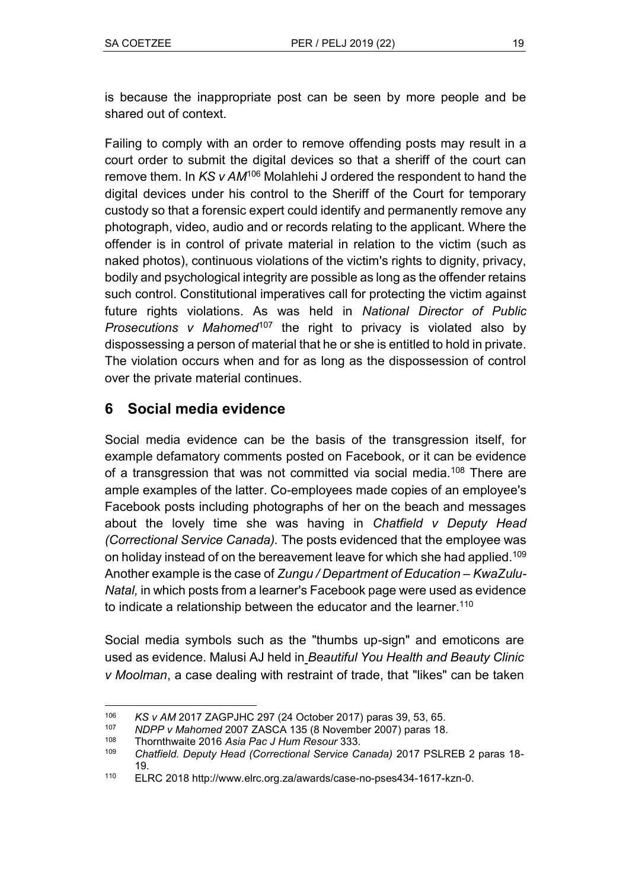is because the inappropriate post can be seen by more people and be shared out of context.

Failing to comply with an order to remove offending posts may result in a court order to submit the digital devices so that a sheriff of the court can remove them. In *KS v AM*[106] Molahlehi J ordered the respondent to hand the digital devices under his control to the Sheriff of the Court for temporary custody so that a forensic expert could identify and permanently remove any photograph, video, audio and or records relating to the applicant. Where the offender is in control of private material in relation to the victim (such as naked photos), continuous violations of the victim's rights to dignity, privacy, bodily and psychological integrity are possible as long as the offender retains such control. Constitutional imperatives call for protecting the victim against future rights violations. As was held in *National Director of Public Prosecutions v Mahomed*[107] the right to privacy is violated also by dispossessing a person of material that he or she is entitled to hold in private. The violation occurs when and for as long as the dispossession of control over the private material continues.

## 6 Social media evidence

Social media evidence can be the basis of the transgression itself, for example defamatory comments posted on Facebook, or it can be evidence of a transgression that was not committed via social media.[108] There are ample examples of the latter. Co-employees made copies of an employee's Facebook posts including photographs of her on the beach and messages about the lovely time she was having in *Chatfield v Deputy Head (Correctional Service Canada).* The posts evidenced that the employee was on holiday instead of on the bereavement leave for which she had applied.[109] Another example is the case of *Zungu / Department of Education – KwaZulu-Natal,* in which posts from a learner's Facebook page were used as evidence to indicate a relationship between the educator and the learner.[110]

Social media symbols such as the "thumbs up-sign" and emoticons are used as evidence. Malusi AJ held in *Beautiful You Health and Beauty Clinic v Moolman*, a case dealing with restraint of trade, that "likes" can be taken

---

[106] *KS v AM* 2017 ZAGPJHC 297 (24 October 2017) paras 39, 53, 65.

[107] *NDPP v Mahomed* 2007 ZASCA 135 (8 November 2007) paras 18.

[108] Thornthwaite 2016 *Asia Pac J Hum Resour* 333.

[109] *Chatfield. Deputy Head (Correctional Service Canada)* 2017 PSLREB 2 paras 18-19.

[110] ELRC 2018 http://www.elrc.org.za/awards/case-no-pses434-1617-kzn-0.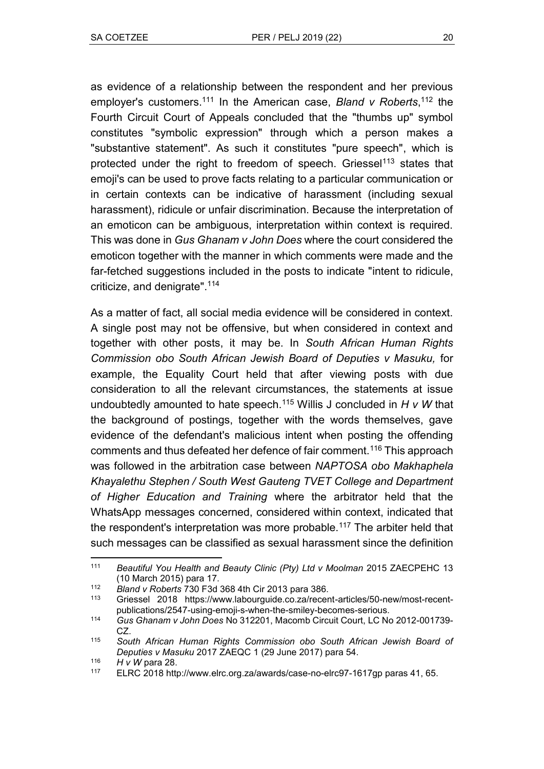as evidence of a relationship between the respondent and her previous employer's customers.[111] In the American case, *Bland v Roberts*,[112] the Fourth Circuit Court of Appeals concluded that the "thumbs up" symbol constitutes "symbolic expression" through which a person makes a "substantive statement". As such it constitutes "pure speech", which is protected under the right to freedom of speech. Griessel[113] states that emoji's can be used to prove facts relating to a particular communication or in certain contexts can be indicative of harassment (including sexual harassment), ridicule or unfair discrimination. Because the interpretation of an emoticon can be ambiguous, interpretation within context is required. This was done in *Gus Ghanam v John Does* where the court considered the emoticon together with the manner in which comments were made and the far-fetched suggestions included in the posts to indicate "intent to ridicule, criticize, and denigrate".[114]

As a matter of fact, all social media evidence will be considered in context. A single post may not be offensive, but when considered in context and together with other posts, it may be. In *South African Human Rights Commission obo South African Jewish Board of Deputies v Masuku,* for example, the Equality Court held that after viewing posts with due consideration to all the relevant circumstances, the statements at issue undoubtedly amounted to hate speech.[115] Willis J concluded in *H v W* that the background of postings, together with the words themselves, gave evidence of the defendant's malicious intent when posting the offending comments and thus defeated her defence of fair comment.[116] This approach was followed in the arbitration case between *NAPTOSA obo Makhaphela Khayalethu Stephen / South West Gauteng TVET College and Department of Higher Education and Training* where the arbitrator held that the WhatsApp messages concerned, considered within context, indicated that the respondent's interpretation was more probable.[117] The arbiter held that such messages can be classified as sexual harassment since the definition

---

[111] *Beautiful You Health and Beauty Clinic (Pty) Ltd v Moolman* 2015 ZAECPEHC 13 (10 March 2015) para 17.

[112] *Bland v Roberts* 730 F3d 368 4th Cir 2013 para 386.

[113] Griessel 2018 https://www.labourguide.co.za/recent-articles/50-new/most-recent-publications/2547-using-emoji-s-when-the-smiley-becomes-serious.

[114] *Gus Ghanam v John Does* No 312201, Macomb Circuit Court, LC No 2012-001739-CZ.

[115] *South African Human Rights Commission obo South African Jewish Board of Deputies v Masuku* 2017 ZAEQC 1 (29 June 2017) para 54.

[116] *H v W* para 28.

[117] ELRC 2018 http://www.elrc.org.za/awards/case-no-elrc97-1617gp paras 41, 65.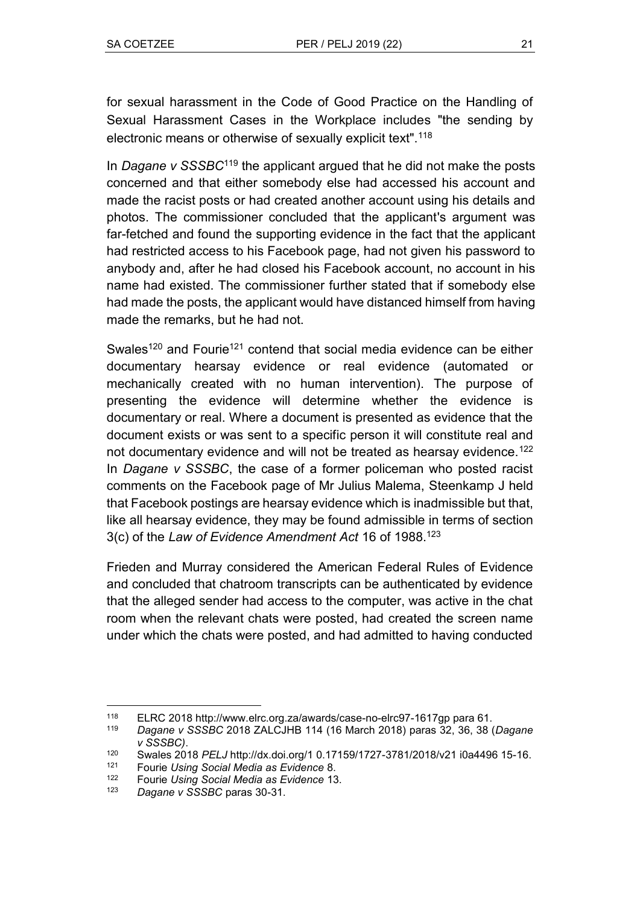for sexual harassment in the Code of Good Practice on the Handling of Sexual Harassment Cases in the Workplace includes "the sending by electronic means or otherwise of sexually explicit text".[118]

In *Dagane v SSSBC*[119] the applicant argued that he did not make the posts concerned and that either somebody else had accessed his account and made the racist posts or had created another account using his details and photos. The commissioner concluded that the applicant's argument was far-fetched and found the supporting evidence in the fact that the applicant had restricted access to his Facebook page, had not given his password to anybody and, after he had closed his Facebook account, no account in his name had existed. The commissioner further stated that if somebody else had made the posts, the applicant would have distanced himself from having made the remarks, but he had not.

Swales[120] and Fourie[121] contend that social media evidence can be either documentary hearsay evidence or real evidence (automated or mechanically created with no human intervention). The purpose of presenting the evidence will determine whether the evidence is documentary or real. Where a document is presented as evidence that the document exists or was sent to a specific person it will constitute real and not documentary evidence and will not be treated as hearsay evidence.[122] In *Dagane v SSSBC*, the case of a former policeman who posted racist comments on the Facebook page of Mr Julius Malema, Steenkamp J held that Facebook postings are hearsay evidence which is inadmissible but that, like all hearsay evidence, they may be found admissible in terms of section 3(c) of the *Law of Evidence Amendment Act* 16 of 1988.[123]

Frieden and Murray considered the American Federal Rules of Evidence and concluded that chatroom transcripts can be authenticated by evidence that the alleged sender had access to the computer, was active in the chat room when the relevant chats were posted, had created the screen name under which the chats were posted, and had admitted to having conducted

---

[118] ELRC 2018 http://www.elrc.org.za/awards/case-no-elrc97-1617gp para 61.

[119] *Dagane v SSSBC* 2018 ZALCJHB 114 (16 March 2018) paras 32, 36, 38 (*Dagane v SSSBC)*.

[120] Swales 2018 *PELJ* http://dx.doi.org/1 0.17159/1727-3781/2018/v21 i0a4496 15-16.

[121] Fourie *Using Social Media as Evidence* 8.

[122] Fourie *Using Social Media as Evidence* 13.

[123] *Dagane v SSSBC* paras 30-31.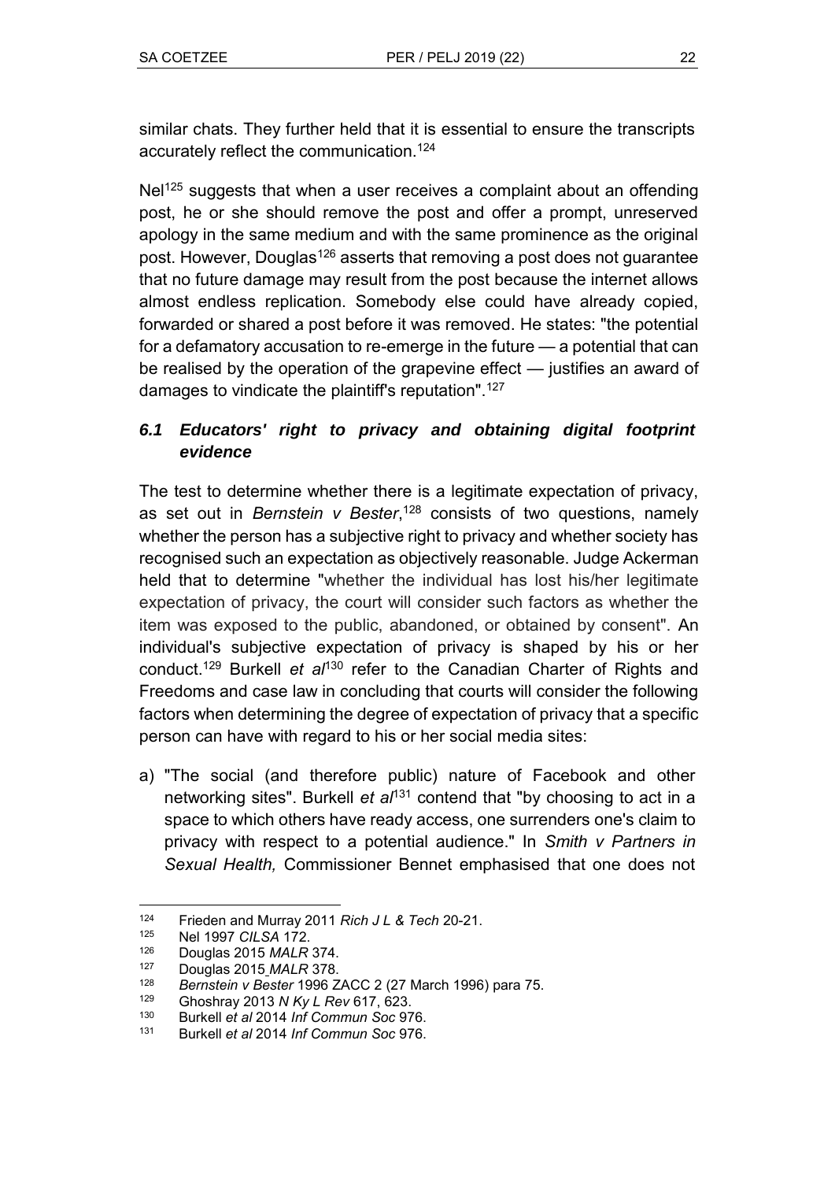similar chats. They further held that it is essential to ensure the transcripts accurately reflect the communication.[124]

Nel[125] suggests that when a user receives a complaint about an offending post, he or she should remove the post and offer a prompt, unreserved apology in the same medium and with the same prominence as the original post. However, Douglas[126] asserts that removing a post does not guarantee that no future damage may result from the post because the internet allows almost endless replication. Somebody else could have already copied, forwarded or shared a post before it was removed. He states: "the potential for a defamatory accusation to re-emerge in the future — a potential that can be realised by the operation of the grapevine effect — justifies an award of damages to vindicate the plaintiff's reputation".[127]

### *6.1 Educators' right to privacy and obtaining digital footprint evidence*

The test to determine whether there is a legitimate expectation of privacy, as set out in *Bernstein v Bester*,[128] consists of two questions, namely whether the person has a subjective right to privacy and whether society has recognised such an expectation as objectively reasonable. Judge Ackerman held that to determine "whether the individual has lost his/her legitimate expectation of privacy, the court will consider such factors as whether the item was exposed to the public, abandoned, or obtained by consent". An individual's subjective expectation of privacy is shaped by his or her conduct.[129] Burkell *et al*[130] refer to the Canadian Charter of Rights and Freedoms and case law in concluding that courts will consider the following factors when determining the degree of expectation of privacy that a specific person can have with regard to his or her social media sites:

a) "The social (and therefore public) nature of Facebook and other networking sites". Burkell *et al*[131] contend that "by choosing to act in a space to which others have ready access, one surrenders one's claim to privacy with respect to a potential audience." In *Smith v Partners in Sexual Health,* Commissioner Bennet emphasised that one does not

---

124 Frieden and Murray 2011 *Rich J L & Tech* 20-21.

125 Nel 1997 *CILSA* 172.

126 Douglas 2015 *MALR* 374.

127 Douglas 2015 *MALR* 378.

128 *Bernstein v Bester* 1996 ZACC 2 (27 March 1996) para 75.

129 Ghoshray 2013 *N Ky L Rev* 617, 623.

130 Burkell *et al* 2014 *Inf Commun Soc* 976.

131 Burkell *et al* 2014 *Inf Commun Soc* 976.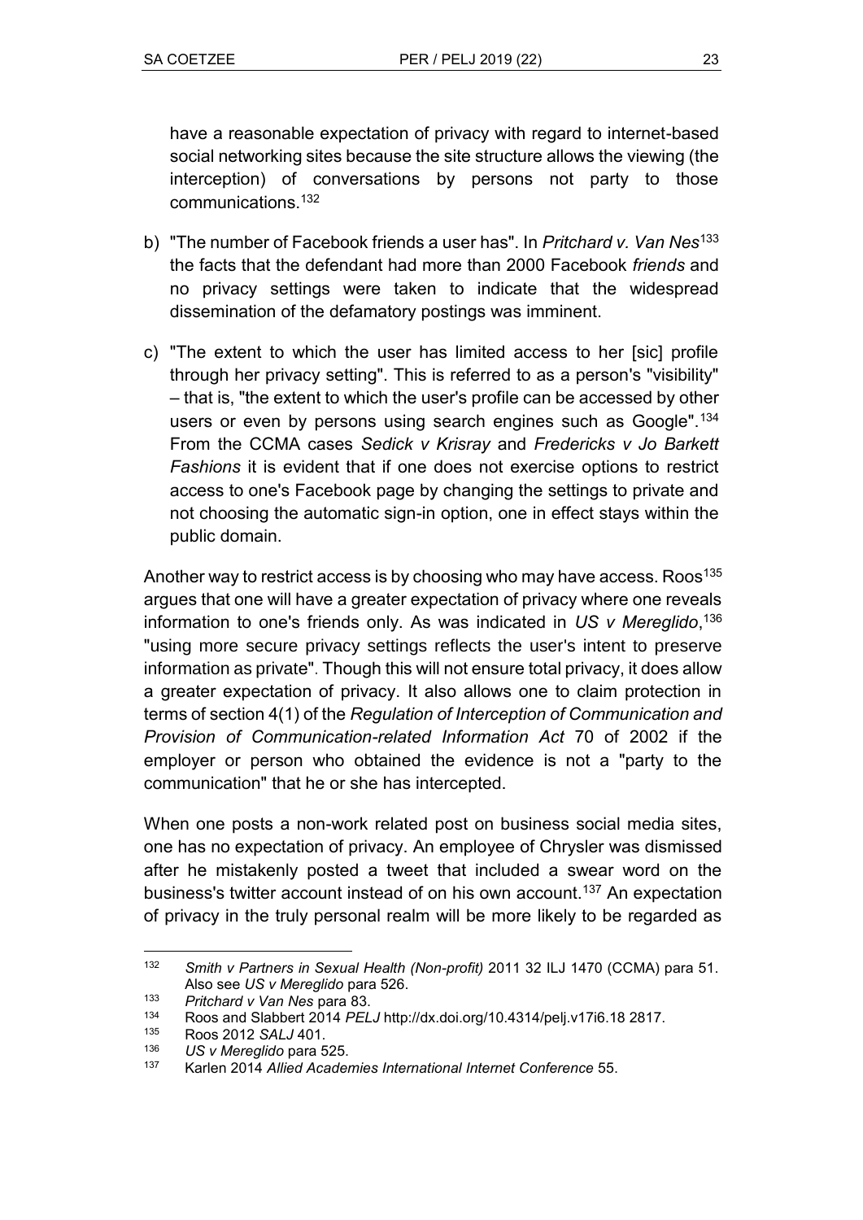have a reasonable expectation of privacy with regard to internet-based social networking sites because the site structure allows the viewing (the interception) of conversations by persons not party to those communications.[132]

b) "The number of Facebook friends a user has". In *Pritchard v. Van Nes*[133] the facts that the defendant had more than 2000 Facebook *friends* and no privacy settings were taken to indicate that the widespread dissemination of the defamatory postings was imminent.

c) "The extent to which the user has limited access to her [sic] profile through her privacy setting". This is referred to as a person's "visibility" – that is, "the extent to which the user's profile can be accessed by other users or even by persons using search engines such as Google".[134] From the CCMA cases *Sedick v Krisray* and *Fredericks v Jo Barkett Fashions* it is evident that if one does not exercise options to restrict access to one's Facebook page by changing the settings to private and not choosing the automatic sign-in option, one in effect stays within the public domain.

Another way to restrict access is by choosing who may have access. Roos[135] argues that one will have a greater expectation of privacy where one reveals information to one's friends only. As was indicated in *US v Mereglido*,[136] "using more secure privacy settings reflects the user's intent to preserve information as private". Though this will not ensure total privacy, it does allow a greater expectation of privacy. It also allows one to claim protection in terms of section 4(1) of the *Regulation of Interception of Communication and Provision of Communication-related Information Act* 70 of 2002 if the employer or person who obtained the evidence is not a "party to the communication" that he or she has intercepted.

When one posts a non-work related post on business social media sites, one has no expectation of privacy. An employee of Chrysler was dismissed after he mistakenly posted a tweet that included a swear word on the business's twitter account instead of on his own account.[137] An expectation of privacy in the truly personal realm will be more likely to be regarded as

---

[132] *Smith v Partners in Sexual Health (Non-profit)* 2011 32 ILJ 1470 (CCMA) para 51. Also see *US v Mereglido* para 526.

[133] *Pritchard v Van Nes* para 83.

[134] Roos and Slabbert 2014 *PELJ* http://dx.doi.org/10.4314/pelj.v17i6.18 2817.

[135] Roos 2012 *SALJ* 401.

[136] *US v Mereglido* para 525.

[137] Karlen 2014 *Allied Academies International Internet Conference* 55.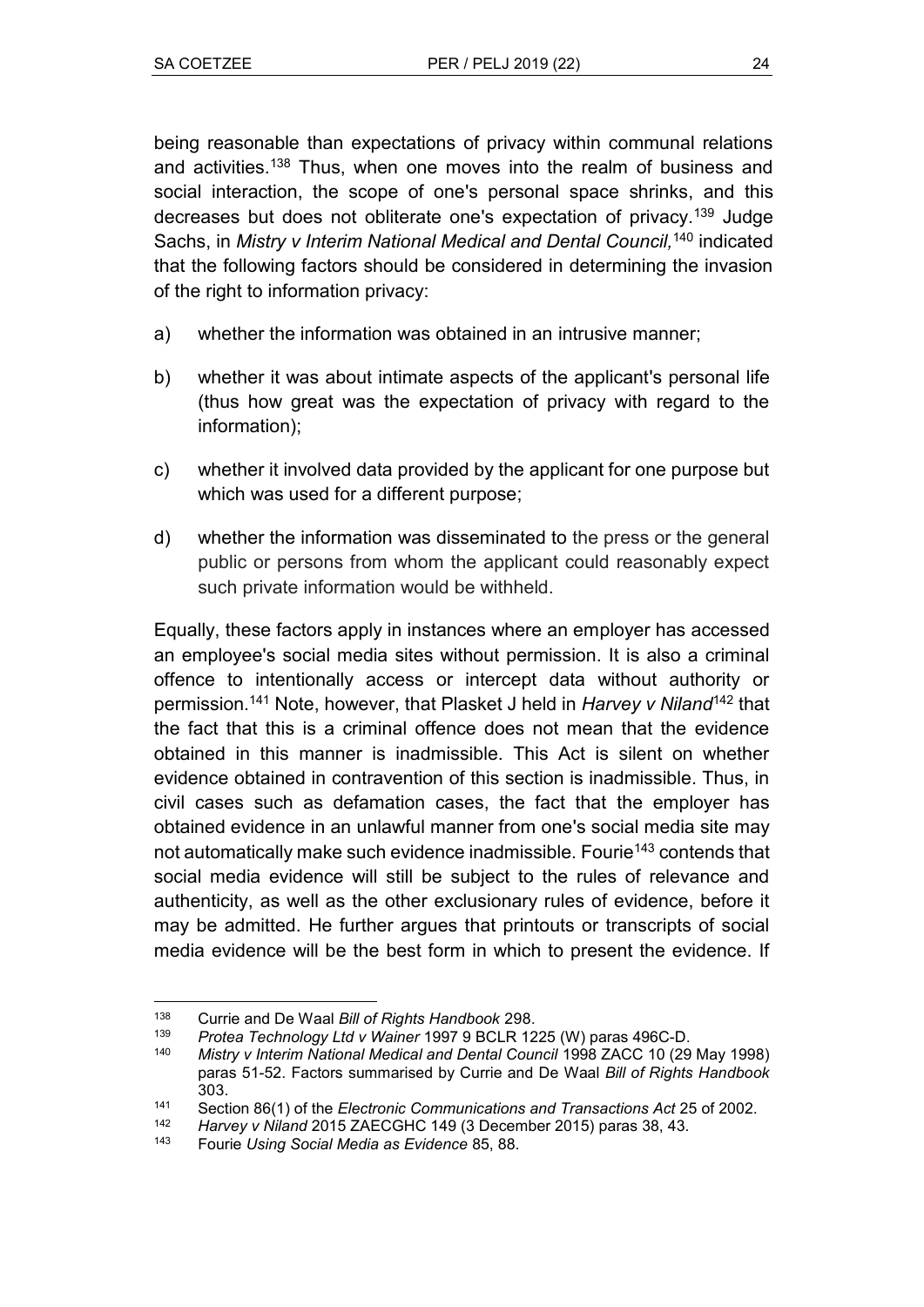being reasonable than expectations of privacy within communal relations and activities.[138] Thus, when one moves into the realm of business and social interaction, the scope of one's personal space shrinks, and this decreases but does not obliterate one's expectation of privacy.[139] Judge Sachs, in *Mistry v Interim National Medical and Dental Council,*[140] indicated that the following factors should be considered in determining the invasion of the right to information privacy:

a) whether the information was obtained in an intrusive manner;

b) whether it was about intimate aspects of the applicant's personal life (thus how great was the expectation of privacy with regard to the information);

c) whether it involved data provided by the applicant for one purpose but which was used for a different purpose;

d) whether the information was disseminated to the press or the general public or persons from whom the applicant could reasonably expect such private information would be withheld.

Equally, these factors apply in instances where an employer has accessed an employee's social media sites without permission. It is also a criminal offence to intentionally access or intercept data without authority or permission.[141] Note, however, that Plasket J held in *Harvey v Niland*[142] that the fact that this is a criminal offence does not mean that the evidence obtained in this manner is inadmissible. This Act is silent on whether evidence obtained in contravention of this section is inadmissible. Thus, in civil cases such as defamation cases, the fact that the employer has obtained evidence in an unlawful manner from one's social media site may not automatically make such evidence inadmissible. Fourie[143] contends that social media evidence will still be subject to the rules of relevance and authenticity, as well as the other exclusionary rules of evidence, before it may be admitted. He further argues that printouts or transcripts of social media evidence will be the best form in which to present the evidence. If

---

[138] Currie and De Waal *Bill of Rights Handbook* 298.

[139] *Protea Technology Ltd v Wainer* 1997 9 BCLR 1225 (W) paras 496C-D.

[140] *Mistry v Interim National Medical and Dental Council* 1998 ZACC 10 (29 May 1998) paras 51-52. Factors summarised by Currie and De Waal *Bill of Rights Handbook* 303.

[141] Section 86(1) of the *Electronic Communications and Transactions Act* 25 of 2002.

[142] *Harvey v Niland* 2015 ZAECGHC 149 (3 December 2015) paras 38, 43.

[143] Fourie *Using Social Media as Evidence* 85, 88.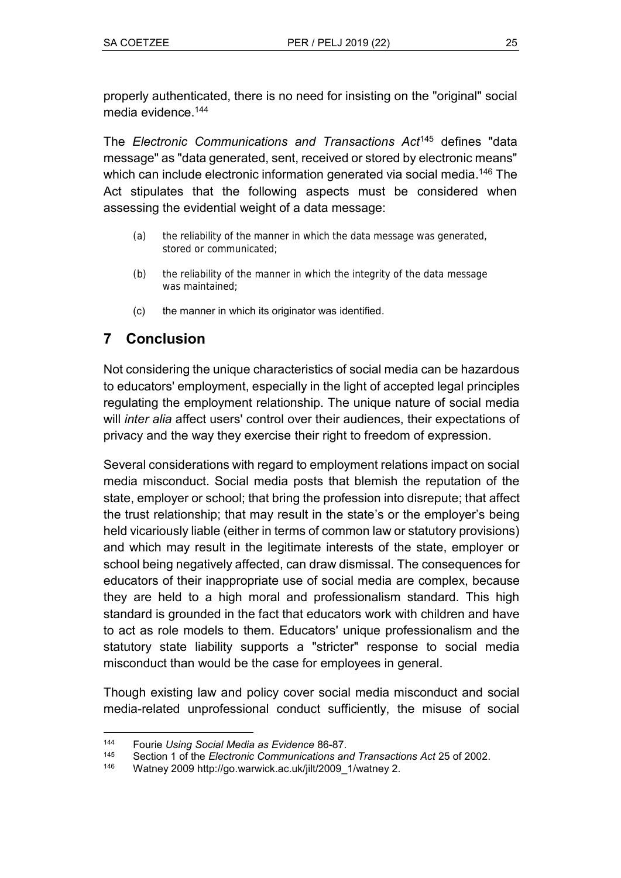properly authenticated, there is no need for insisting on the "original" social media evidence.[144]

The *Electronic Communications and Transactions Act*[145] defines "data message" as "data generated, sent, received or stored by electronic means" which can include electronic information generated via social media.[146] The Act stipulates that the following aspects must be considered when assessing the evidential weight of a data message:

> (a) the reliability of the manner in which the data message was generated, stored or communicated;
>
> (b) the reliability of the manner in which the integrity of the data message was maintained;
>
> (c) the manner in which its originator was identified.

## 7 Conclusion

Not considering the unique characteristics of social media can be hazardous to educators' employment, especially in the light of accepted legal principles regulating the employment relationship. The unique nature of social media will *inter alia* affect users' control over their audiences, their expectations of privacy and the way they exercise their right to freedom of expression.

Several considerations with regard to employment relations impact on social media misconduct. Social media posts that blemish the reputation of the state, employer or school; that bring the profession into disrepute; that affect the trust relationship; that may result in the state's or the employer's being held vicariously liable (either in terms of common law or statutory provisions) and which may result in the legitimate interests of the state, employer or school being negatively affected, can draw dismissal. The consequences for educators of their inappropriate use of social media are complex, because they are held to a high moral and professionalism standard. This high standard is grounded in the fact that educators work with children and have to act as role models to them. Educators' unique professionalism and the statutory state liability supports a "stricter" response to social media misconduct than would be the case for employees in general.

Though existing law and policy cover social media misconduct and social media-related unprofessional conduct sufficiently, the misuse of social

---

[144] Fourie *Using Social Media as Evidence* 86-87.

[145] Section 1 of the *Electronic Communications and Transactions Act* 25 of 2002.

[146] Watney 2009 http://go.warwick.ac.uk/jilt/2009_1/watney 2.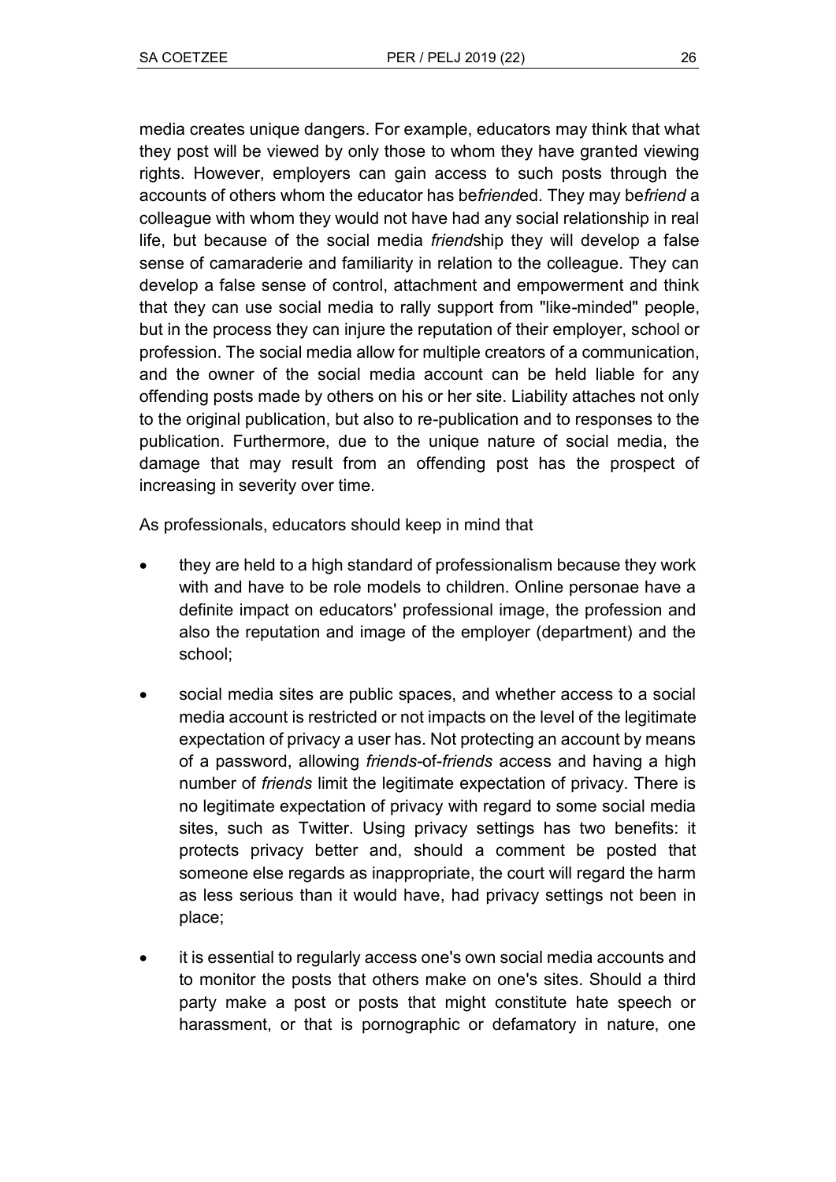media creates unique dangers. For example, educators may think that what they post will be viewed by only those to whom they have granted viewing rights. However, employers can gain access to such posts through the accounts of others whom the educator has be*friend*ed. They may be*friend* a colleague with whom they would not have had any social relationship in real life, but because of the social media *friend*ship they will develop a false sense of camaraderie and familiarity in relation to the colleague. They can develop a false sense of control, attachment and empowerment and think that they can use social media to rally support from "like-minded" people, but in the process they can injure the reputation of their employer, school or profession. The social media allow for multiple creators of a communication, and the owner of the social media account can be held liable for any offending posts made by others on his or her site. Liability attaches not only to the original publication, but also to re-publication and to responses to the publication. Furthermore, due to the unique nature of social media, the damage that may result from an offending post has the prospect of increasing in severity over time.

As professionals, educators should keep in mind that

- they are held to a high standard of professionalism because they work with and have to be role models to children. Online personae have a definite impact on educators' professional image, the profession and also the reputation and image of the employer (department) and the school;
- social media sites are public spaces, and whether access to a social media account is restricted or not impacts on the level of the legitimate expectation of privacy a user has. Not protecting an account by means of a password, allowing *friends*-of-*friends* access and having a high number of *friends* limit the legitimate expectation of privacy. There is no legitimate expectation of privacy with regard to some social media sites, such as Twitter. Using privacy settings has two benefits: it protects privacy better and, should a comment be posted that someone else regards as inappropriate, the court will regard the harm as less serious than it would have, had privacy settings not been in place;
- it is essential to regularly access one's own social media accounts and to monitor the posts that others make on one's sites. Should a third party make a post or posts that might constitute hate speech or harassment, or that is pornographic or defamatory in nature, one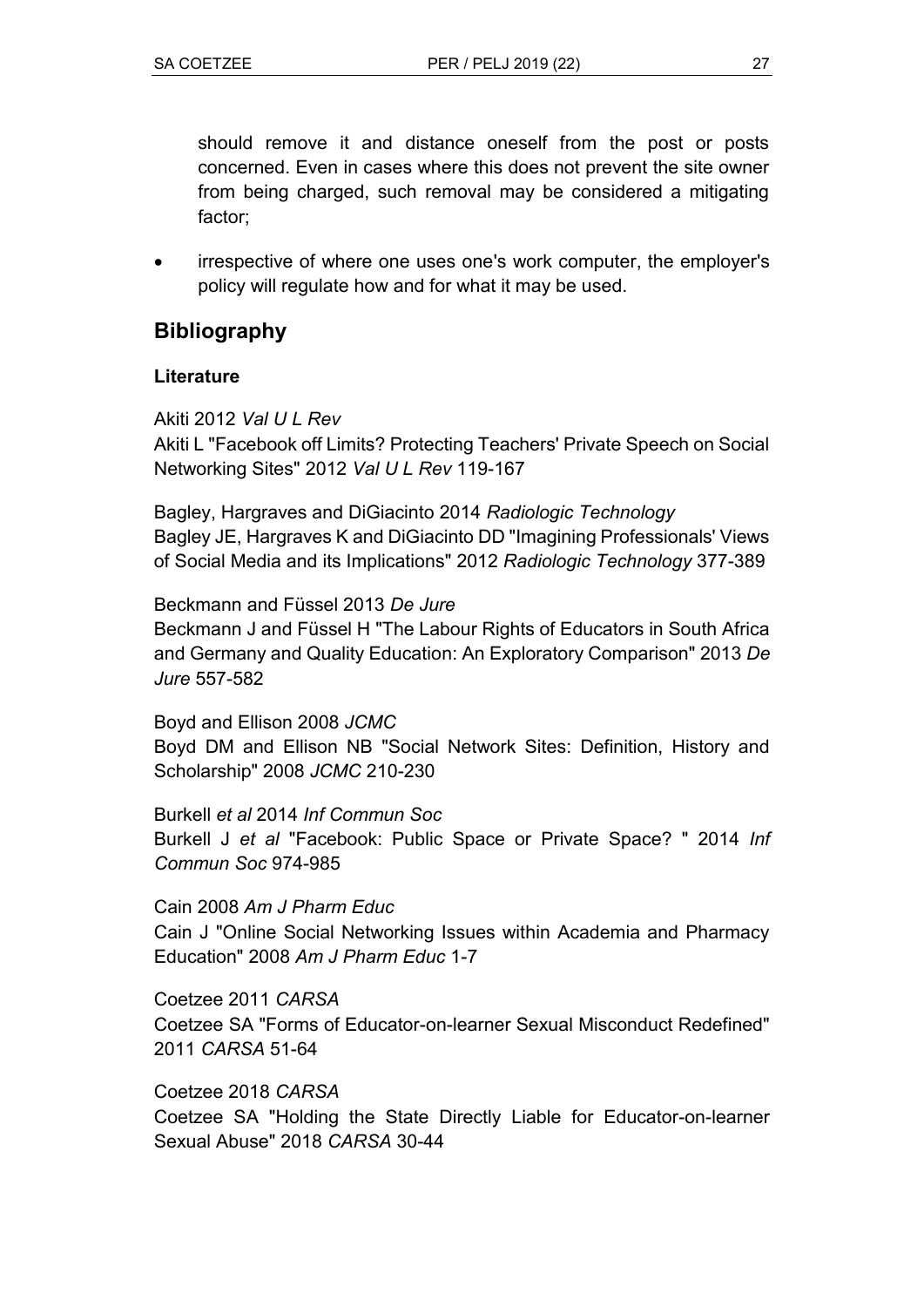should remove it and distance oneself from the post or posts concerned. Even in cases where this does not prevent the site owner from being charged, such removal may be considered a mitigating factor;

- irrespective of where one uses one's work computer, the employer's policy will regulate how and for what it may be used.

## Bibliography

### Literature

Akiti 2012 *Val U L Rev*
Akiti L "Facebook off Limits? Protecting Teachers' Private Speech on Social Networking Sites" 2012 *Val U L Rev* 119-167

Bagley, Hargraves and DiGiacinto 2014 *Radiologic Technology*
Bagley JE, Hargraves K and DiGiacinto DD "Imagining Professionals' Views of Social Media and its Implications" 2012 *Radiologic Technology* 377-389

Beckmann and Füssel 2013 *De Jure*
Beckmann J and Füssel H "The Labour Rights of Educators in South Africa and Germany and Quality Education: An Exploratory Comparison" 2013 *De Jure* 557-582

Boyd and Ellison 2008 *JCMC*
Boyd DM and Ellison NB "Social Network Sites: Definition, History and Scholarship" 2008 *JCMC* 210-230

Burkell *et al* 2014 *Inf Commun Soc*
Burkell J *et al* "Facebook: Public Space or Private Space? " 2014 *Inf Commun Soc* 974-985

Cain 2008 *Am J Pharm Educ*
Cain J "Online Social Networking Issues within Academia and Pharmacy Education" 2008 *Am J Pharm Educ* 1-7

Coetzee 2011 *CARSA*
Coetzee SA "Forms of Educator-on-learner Sexual Misconduct Redefined" 2011 *CARSA* 51-64

Coetzee 2018 *CARSA*
Coetzee SA "Holding the State Directly Liable for Educator-on-learner Sexual Abuse" 2018 *CARSA* 30-44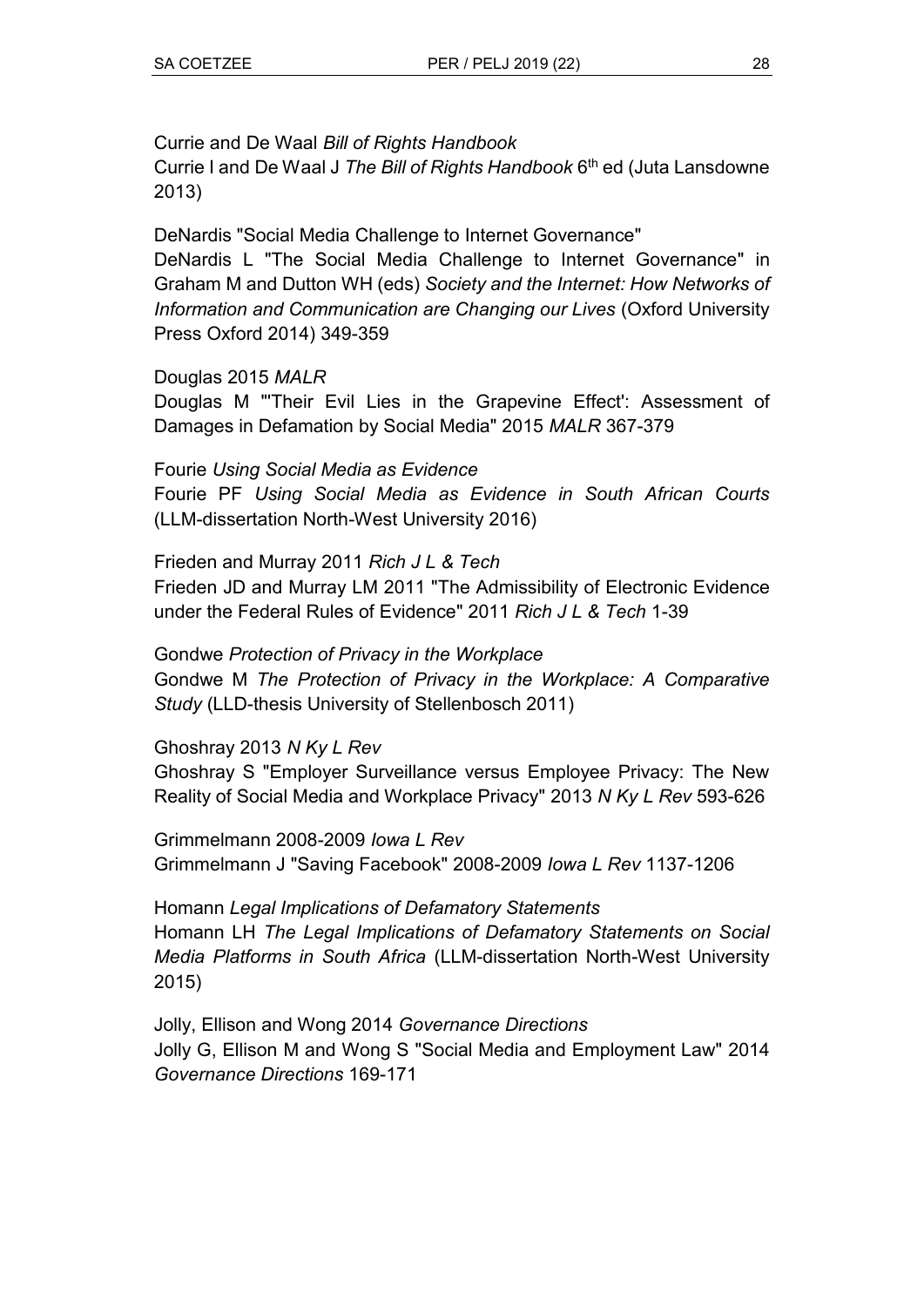Currie and De Waal *Bill of Rights Handbook*
Currie I and De Waal J *The Bill of Rights Handbook* 6th ed (Juta Lansdowne 2013)

DeNardis "Social Media Challenge to Internet Governance"
DeNardis L "The Social Media Challenge to Internet Governance" in Graham M and Dutton WH (eds) *Society and the Internet: How Networks of Information and Communication are Changing our Lives* (Oxford University Press Oxford 2014) 349-359

Douglas 2015 *MALR*
Douglas M "'Their Evil Lies in the Grapevine Effect': Assessment of Damages in Defamation by Social Media" 2015 *MALR* 367-379

Fourie *Using Social Media as Evidence*
Fourie PF *Using Social Media as Evidence in South African Courts* (LLM-dissertation North-West University 2016)

Frieden and Murray 2011 *Rich J L & Tech*
Frieden JD and Murray LM 2011 "The Admissibility of Electronic Evidence under the Federal Rules of Evidence" 2011 *Rich J L & Tech* 1-39

Gondwe *Protection of Privacy in the Workplace*
Gondwe M *The Protection of Privacy in the Workplace: A Comparative Study* (LLD-thesis University of Stellenbosch 2011)

Ghoshray 2013 *N Ky L Rev*
Ghoshray S "Employer Surveillance versus Employee Privacy: The New Reality of Social Media and Workplace Privacy" 2013 *N Ky L Rev* 593-626

Grimmelmann 2008-2009 *Iowa L Rev*
Grimmelmann J "Saving Facebook" 2008-2009 *Iowa L Rev* 1137-1206

Homann *Legal Implications of Defamatory Statements*
Homann LH *The Legal Implications of Defamatory Statements on Social Media Platforms in South Africa* (LLM-dissertation North-West University 2015)

Jolly, Ellison and Wong 2014 *Governance Directions*
Jolly G, Ellison M and Wong S "Social Media and Employment Law" 2014 *Governance Directions* 169-171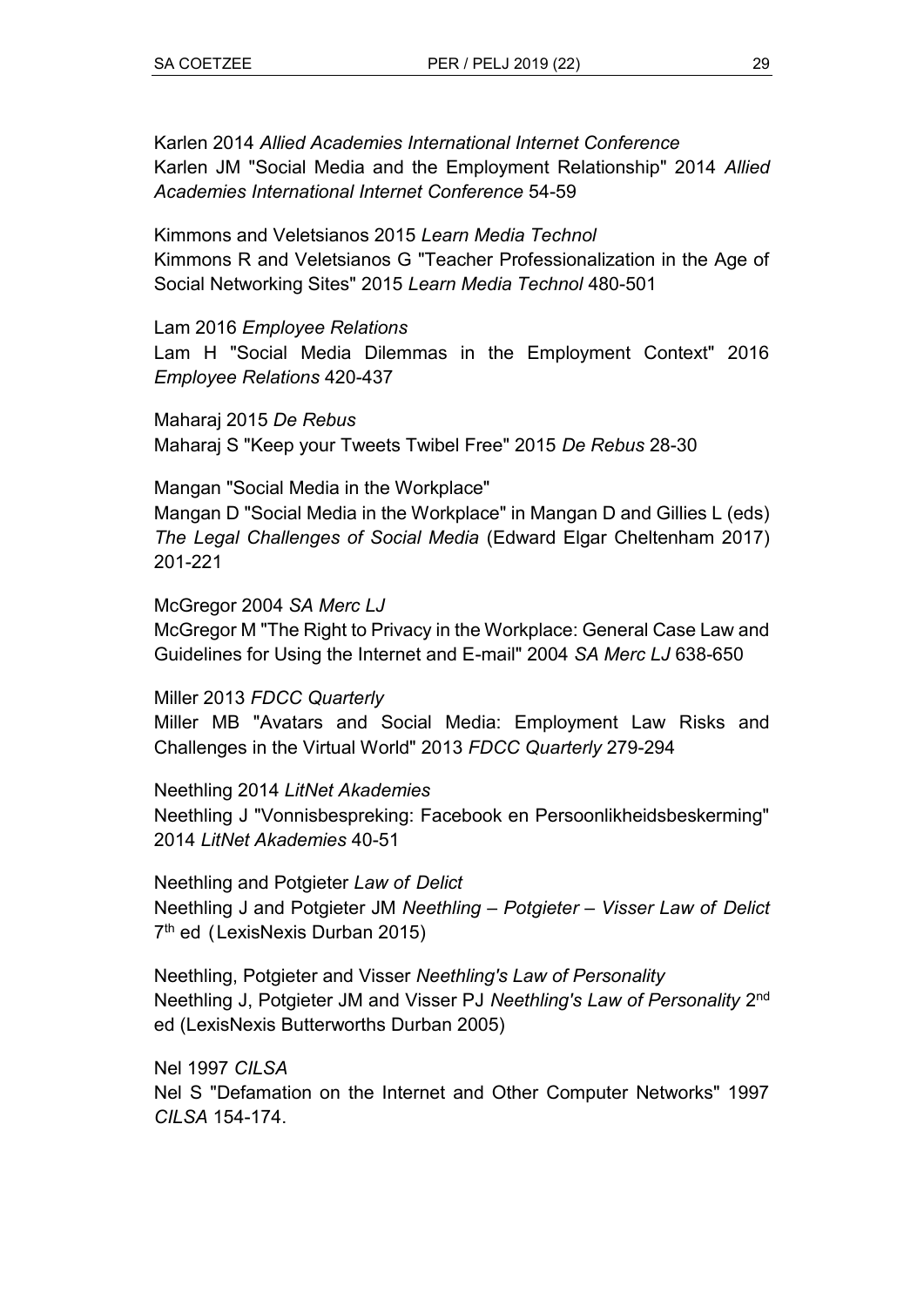Karlen 2014 *Allied Academies International Internet Conference*
Karlen JM "Social Media and the Employment Relationship" 2014 *Allied Academies International Internet Conference* 54-59

Kimmons and Veletsianos 2015 *Learn Media Technol*
Kimmons R and Veletsianos G "Teacher Professionalization in the Age of Social Networking Sites" 2015 *Learn Media Technol* 480-501

Lam 2016 *Employee Relations*
Lam H "Social Media Dilemmas in the Employment Context" 2016 *Employee Relations* 420-437

Maharaj 2015 *De Rebus*
Maharaj S "Keep your Tweets Twibel Free" 2015 *De Rebus* 28-30

Mangan "Social Media in the Workplace"
Mangan D "Social Media in the Workplace" in Mangan D and Gillies L (eds) *The Legal Challenges of Social Media* (Edward Elgar Cheltenham 2017) 201-221

McGregor 2004 *SA Merc LJ*
McGregor M "The Right to Privacy in the Workplace: General Case Law and Guidelines for Using the Internet and E-mail" 2004 *SA Merc LJ* 638-650

Miller 2013 *FDCC Quarterly*
Miller MB "Avatars and Social Media: Employment Law Risks and Challenges in the Virtual World" 2013 *FDCC Quarterly* 279-294

Neethling 2014 *LitNet Akademies*
Neethling J "Vonnisbespreking: Facebook en Persoonlikheidsbeskerming" 2014 *LitNet Akademies* 40-51

Neethling and Potgieter *Law of Delict*
Neethling J and Potgieter JM *Neethling – Potgieter – Visser Law of Delict* 7th ed (LexisNexis Durban 2015)

Neethling, Potgieter and Visser *Neethling's Law of Personality*
Neethling J, Potgieter JM and Visser PJ *Neethling's Law of Personality* 2nd ed (LexisNexis Butterworths Durban 2005)

Nel 1997 *CILSA*
Nel S "Defamation on the Internet and Other Computer Networks" 1997 *CILSA* 154-174.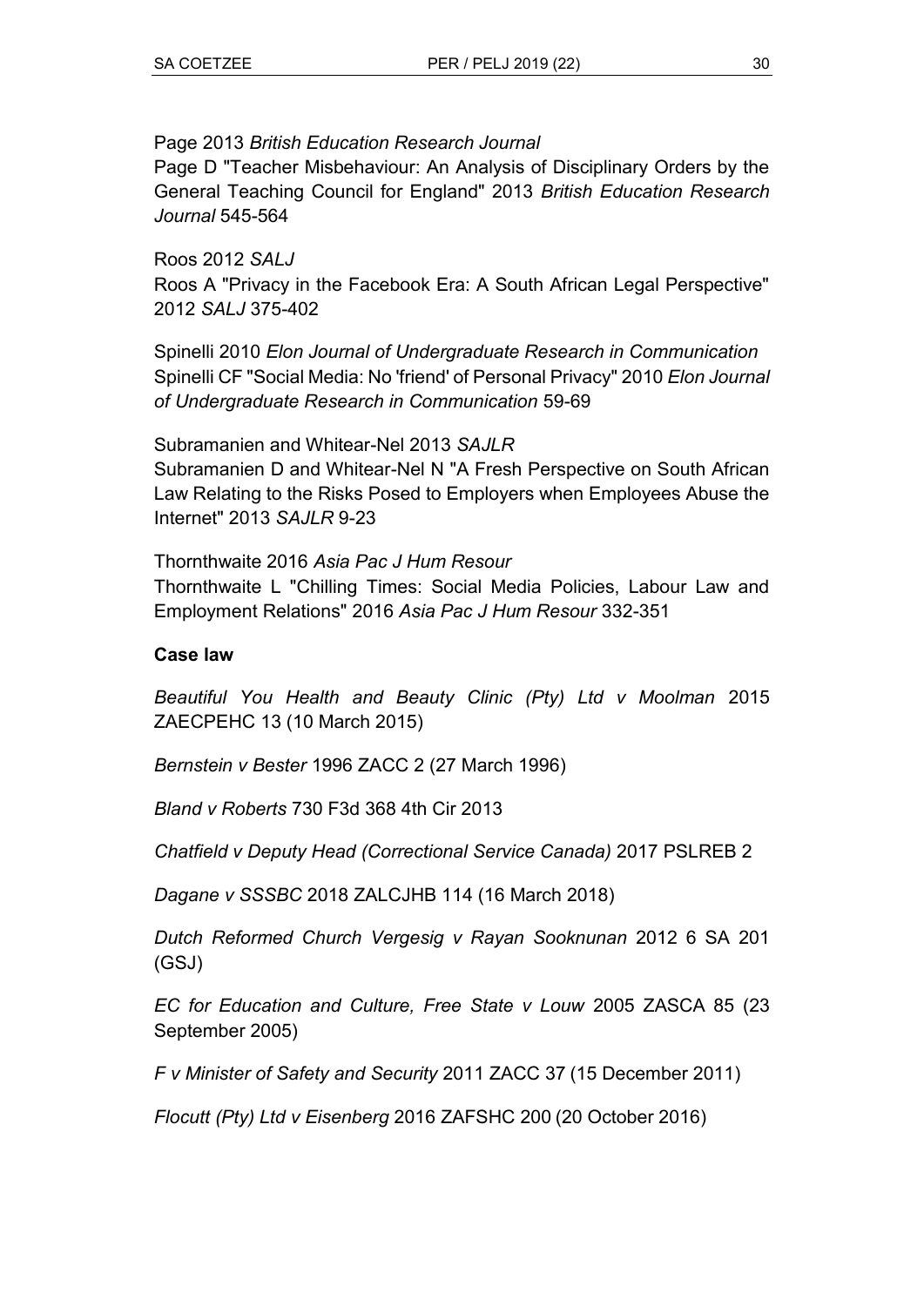Page 2013 *British Education Research Journal*

Page D "Teacher Misbehaviour: An Analysis of Disciplinary Orders by the General Teaching Council for England" 2013 *British Education Research Journal* 545-564

Roos 2012 *SALJ*

Roos A "Privacy in the Facebook Era: A South African Legal Perspective" 2012 *SALJ* 375-402

Spinelli 2010 *Elon Journal of Undergraduate Research in Communication*

Spinelli CF "Social Media: No 'friend' of Personal Privacy" 2010 *Elon Journal of Undergraduate Research in Communication* 59-69

Subramanien and Whitear-Nel 2013 *SAJLR*

Subramanien D and Whitear-Nel N "A Fresh Perspective on South African Law Relating to the Risks Posed to Employers when Employees Abuse the Internet" 2013 *SAJLR* 9-23

Thornthwaite 2016 *Asia Pac J Hum Resour*

Thornthwaite L "Chilling Times: Social Media Policies, Labour Law and Employment Relations" 2016 *Asia Pac J Hum Resour* 332-351

**Case law**

*Beautiful You Health and Beauty Clinic (Pty) Ltd v Moolman* 2015 ZAECPEHC 13 (10 March 2015)

*Bernstein v Bester* 1996 ZACC 2 (27 March 1996)

*Bland v Roberts* 730 F3d 368 4th Cir 2013

*Chatfield v Deputy Head (Correctional Service Canada)* 2017 PSLREB 2

*Dagane v SSSBC* 2018 ZALCJHB 114 (16 March 2018)

*Dutch Reformed Church Vergesig v Rayan Sooknunan* 2012 6 SA 201 (GSJ)

*EC for Education and Culture, Free State v Louw* 2005 ZASCA 85 (23 September 2005)

*F v Minister of Safety and Security* 2011 ZACC 37 (15 December 2011)

*Flocutt (Pty) Ltd v Eisenberg* 2016 ZAFSHC 200 (20 October 2016)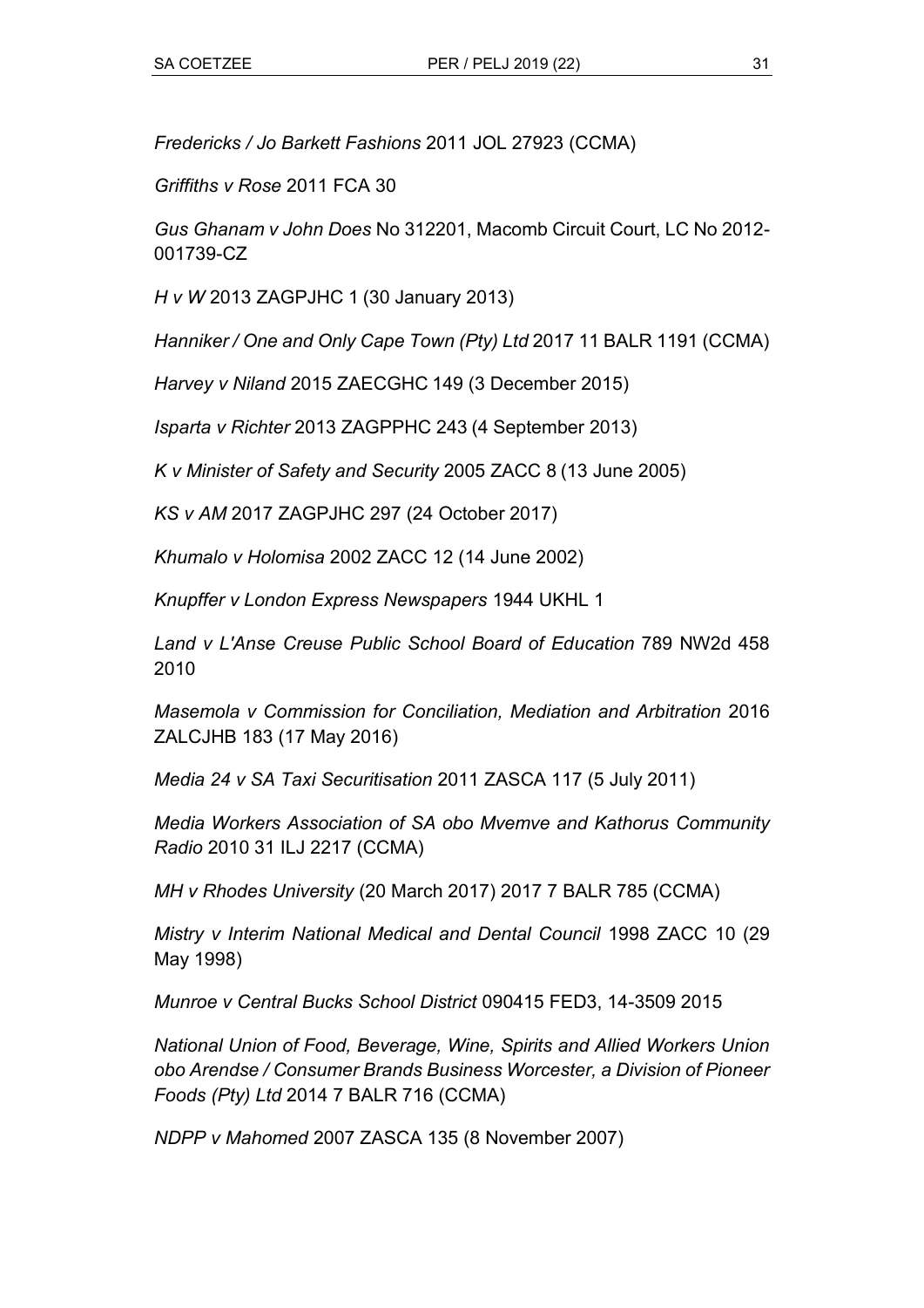*Fredericks / Jo Barkett Fashions* 2011 JOL 27923 (CCMA)

*Griffiths v Rose* 2011 FCA 30

*Gus Ghanam v John Does* No 312201, Macomb Circuit Court, LC No 2012-001739-CZ

*H v W* 2013 ZAGPJHC 1 (30 January 2013)

*Hanniker / One and Only Cape Town (Pty) Ltd* 2017 11 BALR 1191 (CCMA)

*Harvey v Niland* 2015 ZAECGHC 149 (3 December 2015)

*Isparta v Richter* 2013 ZAGPPHC 243 (4 September 2013)

*K v Minister of Safety and Security* 2005 ZACC 8 (13 June 2005)

*KS v AM* 2017 ZAGPJHC 297 (24 October 2017)

*Khumalo v Holomisa* 2002 ZACC 12 (14 June 2002)

*Knupffer v London Express Newspapers* 1944 UKHL 1

*Land v L'Anse Creuse Public School Board of Education* 789 NW2d 458 2010

*Masemola v Commission for Conciliation, Mediation and Arbitration* 2016 ZALCJHB 183 (17 May 2016)

*Media 24 v SA Taxi Securitisation* 2011 ZASCA 117 (5 July 2011)

*Media Workers Association of SA obo Mvemve and Kathorus Community Radio* 2010 31 ILJ 2217 (CCMA)

*MH v Rhodes University* (20 March 2017) 2017 7 BALR 785 (CCMA)

*Mistry v Interim National Medical and Dental Council* 1998 ZACC 10 (29 May 1998)

*Munroe v Central Bucks School District* 090415 FED3, 14-3509 2015

*National Union of Food, Beverage, Wine, Spirits and Allied Workers Union obo Arendse / Consumer Brands Business Worcester, a Division of Pioneer Foods (Pty) Ltd* 2014 7 BALR 716 (CCMA)

*NDPP v Mahomed* 2007 ZASCA 135 (8 November 2007)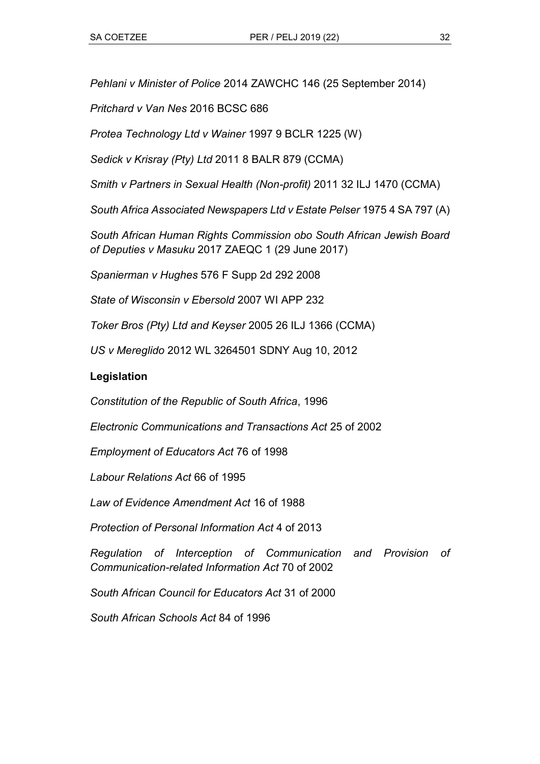*Pehlani v Minister of Police* 2014 ZAWCHC 146 (25 September 2014)

*Pritchard v Van Nes* 2016 BCSC 686

*Protea Technology Ltd v Wainer* 1997 9 BCLR 1225 (W)

*Sedick v Krisray (Pty) Ltd* 2011 8 BALR 879 (CCMA)

*Smith v Partners in Sexual Health (Non-profit)* 2011 32 ILJ 1470 (CCMA)

*South Africa Associated Newspapers Ltd v Estate Pelser* 1975 4 SA 797 (A)

*South African Human Rights Commission obo South African Jewish Board of Deputies v Masuku* 2017 ZAEQC 1 (29 June 2017)

*Spanierman v Hughes* 576 F Supp 2d 292 2008

*State of Wisconsin v Ebersold* 2007 WI APP 232

*Toker Bros (Pty) Ltd and Keyser* 2005 26 ILJ 1366 (CCMA)

*US v Mereglido* 2012 WL 3264501 SDNY Aug 10, 2012

**Legislation**

*Constitution of the Republic of South Africa*, 1996

*Electronic Communications and Transactions Act* 25 of 2002

*Employment of Educators Act* 76 of 1998

*Labour Relations Act* 66 of 1995

*Law of Evidence Amendment Act* 16 of 1988

*Protection of Personal Information Act* 4 of 2013

*Regulation of Interception of Communication and Provision of Communication-related Information Act* 70 of 2002

*South African Council for Educators Act* 31 of 2000

*South African Schools Act* 84 of 1996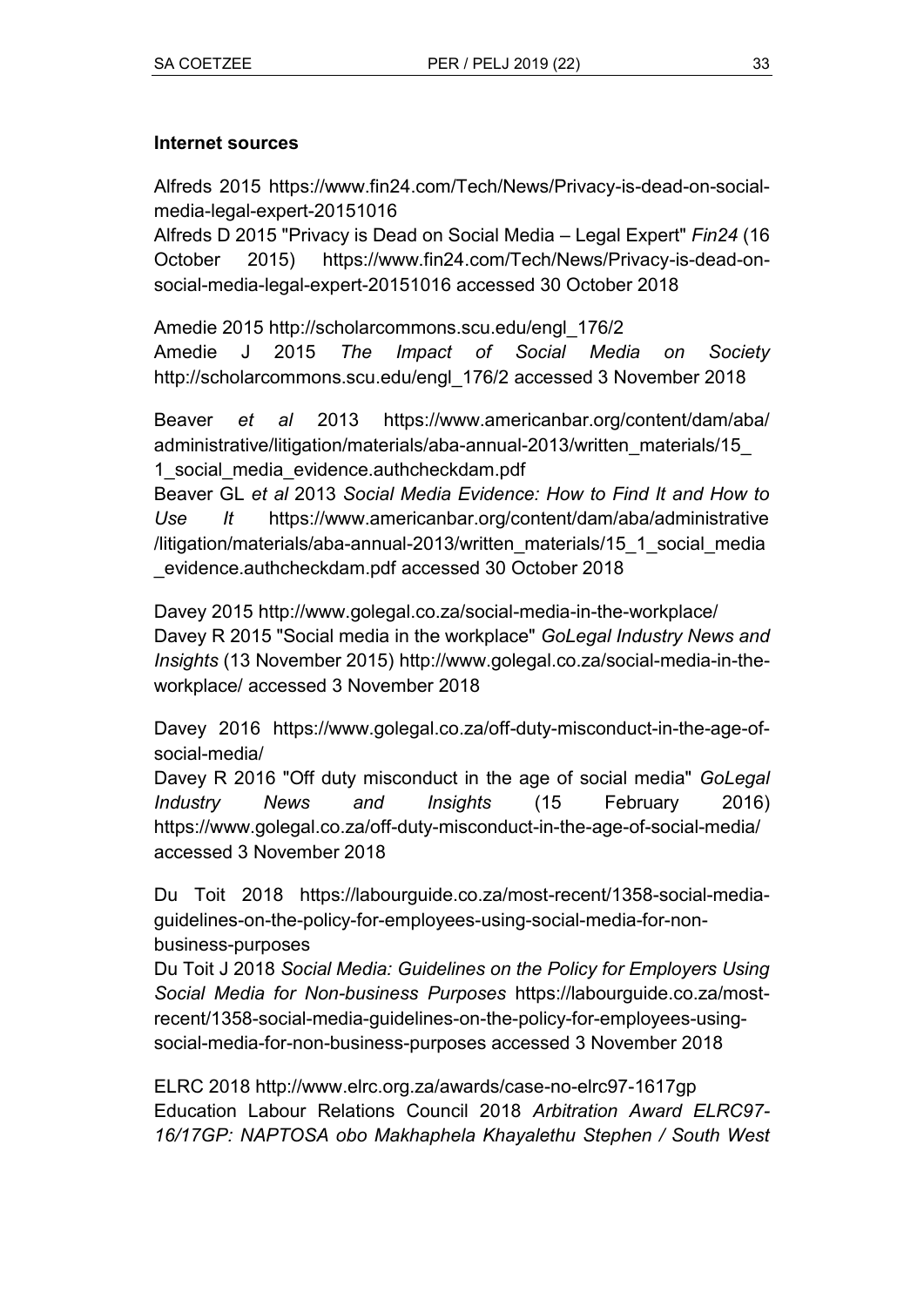**Internet sources**

Alfreds 2015 https://www.fin24.com/Tech/News/Privacy-is-dead-on-social-media-legal-expert-20151016
Alfreds D 2015 "Privacy is Dead on Social Media – Legal Expert" *Fin24* (16 October 2015) https://www.fin24.com/Tech/News/Privacy-is-dead-on-social-media-legal-expert-20151016 accessed 30 October 2018

Amedie 2015 http://scholarcommons.scu.edu/engl_176/2
Amedie J 2015 *The Impact of Social Media on Society* http://scholarcommons.scu.edu/engl_176/2 accessed 3 November 2018

Beaver *et al* 2013 https://www.americanbar.org/content/dam/aba/administrative/litigation/materials/aba-annual-2013/written_materials/15_1_social_media_evidence.authcheckdam.pdf
Beaver GL *et al* 2013 *Social Media Evidence: How to Find It and How to Use It* https://www.americanbar.org/content/dam/aba/administrative/litigation/materials/aba-annual-2013/written_materials/15_1_social_media_evidence.authcheckdam.pdf accessed 30 October 2018

Davey 2015 http://www.golegal.co.za/social-media-in-the-workplace/
Davey R 2015 "Social media in the workplace" *GoLegal Industry News and Insights* (13 November 2015) http://www.golegal.co.za/social-media-in-the-workplace/ accessed 3 November 2018

Davey 2016 https://www.golegal.co.za/off-duty-misconduct-in-the-age-of-social-media/
Davey R 2016 "Off duty misconduct in the age of social media" *GoLegal Industry News and Insights* (15 February 2016) https://www.golegal.co.za/off-duty-misconduct-in-the-age-of-social-media/ accessed 3 November 2018

Du Toit 2018 https://labourguide.co.za/most-recent/1358-social-media-guidelines-on-the-policy-for-employees-using-social-media-for-non-business-purposes
Du Toit J 2018 *Social Media: Guidelines on the Policy for Employers Using Social Media for Non-business Purposes* https://labourguide.co.za/most-recent/1358-social-media-guidelines-on-the-policy-for-employees-using-social-media-for-non-business-purposes accessed 3 November 2018

ELRC 2018 http://www.elrc.org.za/awards/case-no-elrc97-1617gp
Education Labour Relations Council 2018 *Arbitration Award ELRC97-16/17GP: NAPTOSA obo Makhaphela Khayalethu Stephen / South West*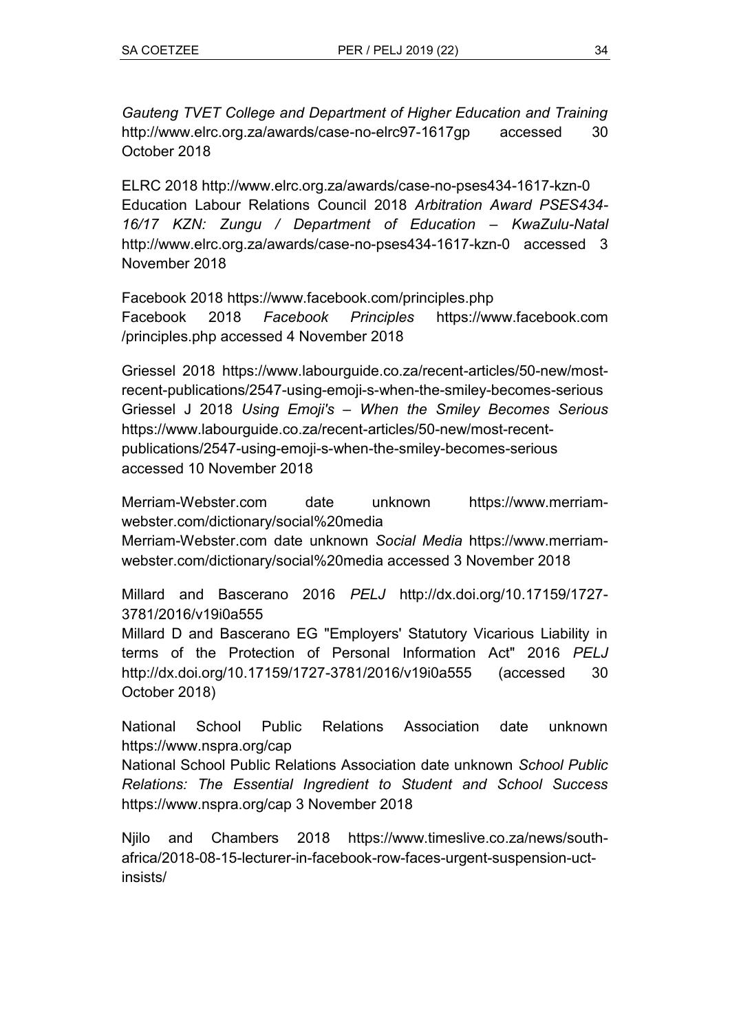*Gauteng TVET College and Department of Higher Education and Training* http://www.elrc.org.za/awards/case-no-elrc97-1617gp accessed 30 October 2018

ELRC 2018 http://www.elrc.org.za/awards/case-no-pses434-1617-kzn-0
Education Labour Relations Council 2018 *Arbitration Award PSES434-16/17 KZN: Zungu / Department of Education – KwaZulu-Natal* http://www.elrc.org.za/awards/case-no-pses434-1617-kzn-0 accessed 3 November 2018

Facebook 2018 https://www.facebook.com/principles.php
Facebook 2018 *Facebook Principles* https://www.facebook.com /principles.php accessed 4 November 2018

Griessel 2018 https://www.labourguide.co.za/recent-articles/50-new/most-recent-publications/2547-using-emoji-s-when-the-smiley-becomes-serious
Griessel J 2018 *Using Emoji's – When the Smiley Becomes Serious* https://www.labourguide.co.za/recent-articles/50-new/most-recent-publications/2547-using-emoji-s-when-the-smiley-becomes-serious accessed 10 November 2018

Merriam-Webster.com date unknown https://www.merriam-webster.com/dictionary/social%20media
Merriam-Webster.com date unknown *Social Media* https://www.merriam-webster.com/dictionary/social%20media accessed 3 November 2018

Millard and Bascerano 2016 *PELJ* http://dx.doi.org/10.17159/1727-3781/2016/v19i0a555
Millard D and Bascerano EG "Employers' Statutory Vicarious Liability in terms of the Protection of Personal Information Act" 2016 *PELJ* http://dx.doi.org/10.17159/1727-3781/2016/v19i0a555 (accessed 30 October 2018)

National School Public Relations Association date unknown https://www.nspra.org/cap
National School Public Relations Association date unknown *School Public Relations: The Essential Ingredient to Student and School Success* https://www.nspra.org/cap 3 November 2018

Njilo and Chambers 2018 https://www.timeslive.co.za/news/south-africa/2018-08-15-lecturer-in-facebook-row-faces-urgent-suspension-uct-insists/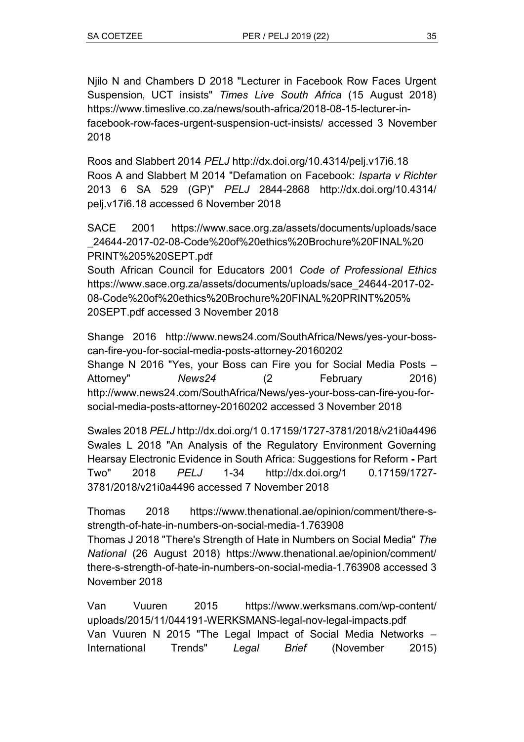Njilo N and Chambers D 2018 "Lecturer in Facebook Row Faces Urgent Suspension, UCT insists" *Times Live South Africa* (15 August 2018) https://www.timeslive.co.za/news/south-africa/2018-08-15-lecturer-in-facebook-row-faces-urgent-suspension-uct-insists/ accessed 3 November 2018

Roos and Slabbert 2014 *PELJ* http://dx.doi.org/10.4314/pelj.v17i6.18
Roos A and Slabbert M 2014 "Defamation on Facebook: *Isparta v Richter* 2013 6 SA 529 (GP)" *PELJ* 2844-2868 http://dx.doi.org/10.4314/pelj.v17i6.18 accessed 6 November 2018

SACE 2001 https://www.sace.org.za/assets/documents/uploads/sace_24644-2017-02-08-Code%20of%20ethics%20Brochure%20FINAL%20PRINT%205%20SEPT.pdf
South African Council for Educators 2001 *Code of Professional Ethics* https://www.sace.org.za/assets/documents/uploads/sace_24644-2017-02-08-Code%20of%20ethics%20Brochure%20FINAL%20PRINT%205%20SEPT.pdf accessed 3 November 2018

Shange 2016 http://www.news24.com/SouthAfrica/News/yes-your-boss-can-fire-you-for-social-media-posts-attorney-20160202
Shange N 2016 "Yes, your Boss can Fire you for Social Media Posts – Attorney" *News24* (2 February 2016) http://www.news24.com/SouthAfrica/News/yes-your-boss-can-fire-you-for-social-media-posts-attorney-20160202 accessed 3 November 2018

Swales 2018 *PELJ* http://dx.doi.org/1 0.17159/1727-3781/2018/v21i0a4496
Swales L 2018 "An Analysis of the Regulatory Environment Governing Hearsay Electronic Evidence in South Africa: Suggestions for Reform **-** Part Two" 2018 *PELJ* 1-34 http://dx.doi.org/1 0.17159/1727-3781/2018/v21i0a4496 accessed 7 November 2018

Thomas 2018 https://www.thenational.ae/opinion/comment/there-s-strength-of-hate-in-numbers-on-social-media-1.763908
Thomas J 2018 "There's Strength of Hate in Numbers on Social Media" *The National* (26 August 2018) https://www.thenational.ae/opinion/comment/there-s-strength-of-hate-in-numbers-on-social-media-1.763908 accessed 3 November 2018

Van Vuuren 2015 https://www.werksmans.com/wp-content/uploads/2015/11/044191-WERKSMANS-legal-nov-legal-impacts.pdf
Van Vuuren N 2015 "The Legal Impact of Social Media Networks – International Trends" *Legal Brief* (November 2015)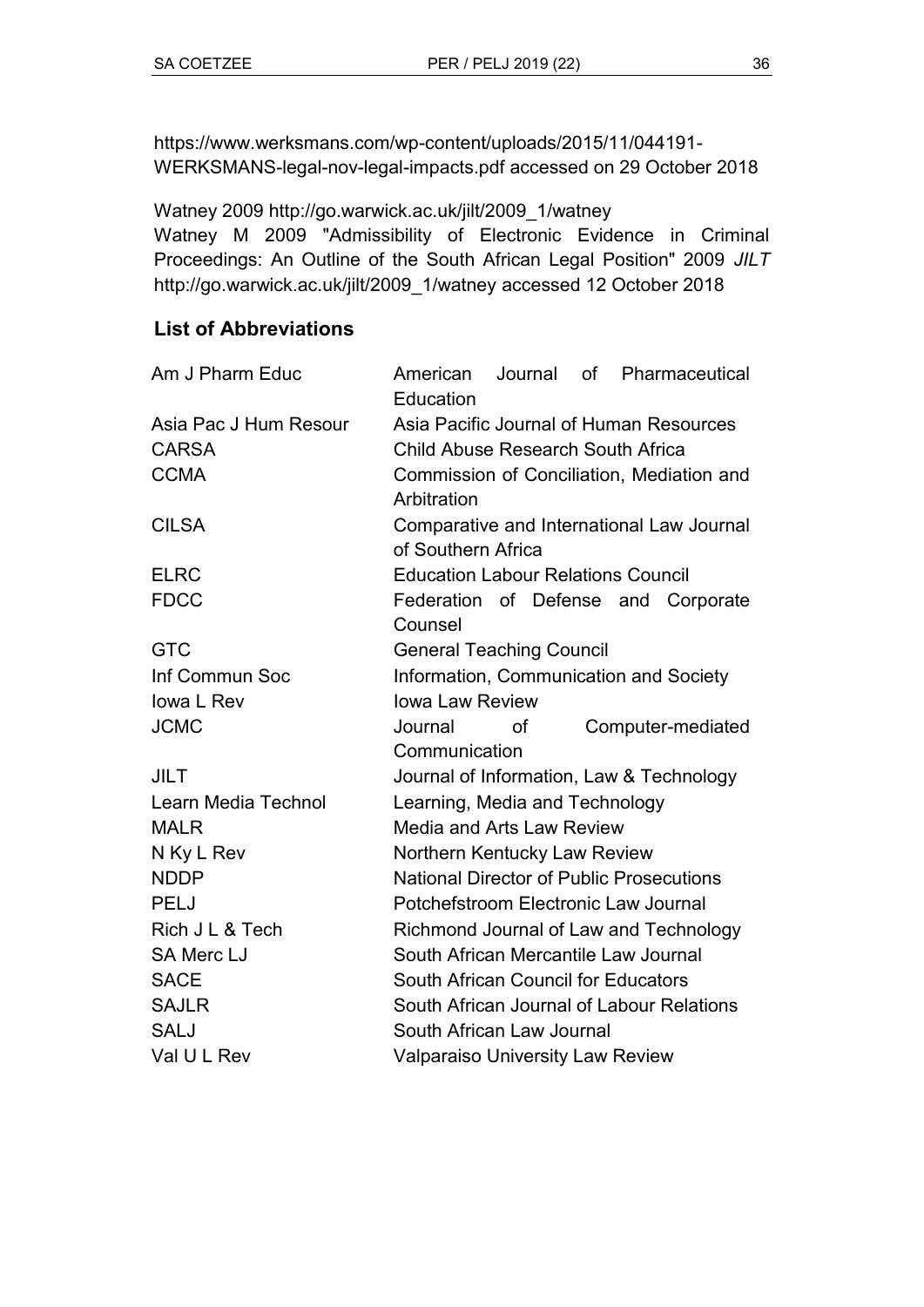https://www.werksmans.com/wp-content/uploads/2015/11/044191-WERKSMANS-legal-nov-legal-impacts.pdf accessed on 29 October 2018

Watney 2009 http://go.warwick.ac.uk/jilt/2009_1/watney
Watney M 2009 "Admissibility of Electronic Evidence in Criminal Proceedings: An Outline of the South African Legal Position" 2009 *JILT* http://go.warwick.ac.uk/jilt/2009_1/watney accessed 12 October 2018

## List of Abbreviations

| | |
|---|---|
| Am J Pharm Educ | American Journal of Pharmaceutical Education |
| Asia Pac J Hum Resour | Asia Pacific Journal of Human Resources |
| CARSA | Child Abuse Research South Africa |
| CCMA | Commission of Conciliation, Mediation and Arbitration |
| CILSA | Comparative and International Law Journal of Southern Africa |
| ELRC | Education Labour Relations Council |
| FDCC | Federation of Defense and Corporate Counsel |
| GTC | General Teaching Council |
| Inf Commun Soc | Information, Communication and Society |
| Iowa L Rev | Iowa Law Review |
| JCMC | Journal of Computer-mediated Communication |
| JILT | Journal of Information, Law & Technology |
| Learn Media Technol | Learning, Media and Technology |
| MALR | Media and Arts Law Review |
| N Ky L Rev | Northern Kentucky Law Review |
| NDDP | National Director of Public Prosecutions |
| PELJ | Potchefstroom Electronic Law Journal |
| Rich J L & Tech | Richmond Journal of Law and Technology |
| SA Merc LJ | South African Mercantile Law Journal |
| SACE | South African Council for Educators |
| SAJLR | South African Journal of Labour Relations |
| SALJ | South African Law Journal |
| Val U L Rev | Valparaiso University Law Review |